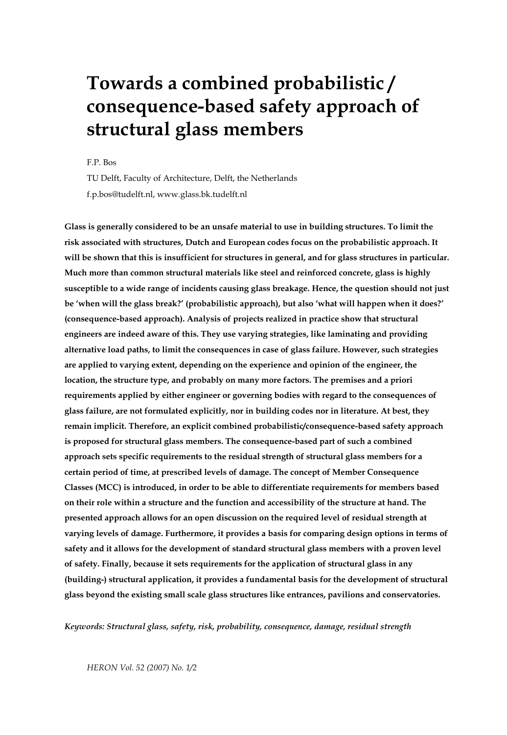# Towards a combined probabilistic / consequence-based safety approach of structural glass members

F.P. Bos

TU Delft, Faculty of Architecture, Delft, the Netherlands

f.p.bos@tudelft.nl, www.glass.bk.tudelft.nl

**Glass is generally considered to be an unsafe material to use in building structures. To limit the risk associated with structures, Dutch and European codes focus on the probabilistic approach. It will be shown that this is insufficient for structures in general, and for glass structures in particular. Much more than common structural materials like steel and reinforced concrete, glass is highly susceptible to a wide range of incidents causing glass breakage. Hence, the question should not just be 'when will the glass break?' (probabilistic approach), but also 'what will happen when it does?' (consequence-based approach). Analysis of projects realized in practice show that structural engineers are indeed aware of this. They use varying strategies, like laminating and providing alternative load paths, to limit the consequences in case of glass failure. However, such strategies are applied to varying extent, depending on the experience and opinion of the engineer, the location, the structure type, and probably on many more factors. The premises and a priori requirements applied by either engineer or governing bodies with regard to the consequences of glass failure, are not formulated explicitly, nor in building codes nor in literature. At best, they remain implicit. Therefore, an explicit combined probabilistic/consequence-based safety approach is proposed for structural glass members. The consequence-based part of such a combined approach sets specific requirements to the residual strength of structural glass members for a certain period of time, at prescribed levels of damage. The concept of Member Consequence Classes (MCC) is introduced, in order to be able to differentiate requirements for members based on their role within a structure and the function and accessibility of the structure at hand. The presented approach allows for an open discussion on the required level of residual strength at varying levels of damage. Furthermore, it provides a basis for comparing design options in terms of safety and it allows for the development of standard structural glass members with a proven level of safety. Finally, because it sets requirements for the application of structural glass in any (building-) structural application, it provides a fundamental basis for the development of structural glass beyond the existing small scale glass structures like entrances, pavilions and conservatories.**

*Keywords: Structural glass, safety, risk, probability, consequence, damage, residual strength*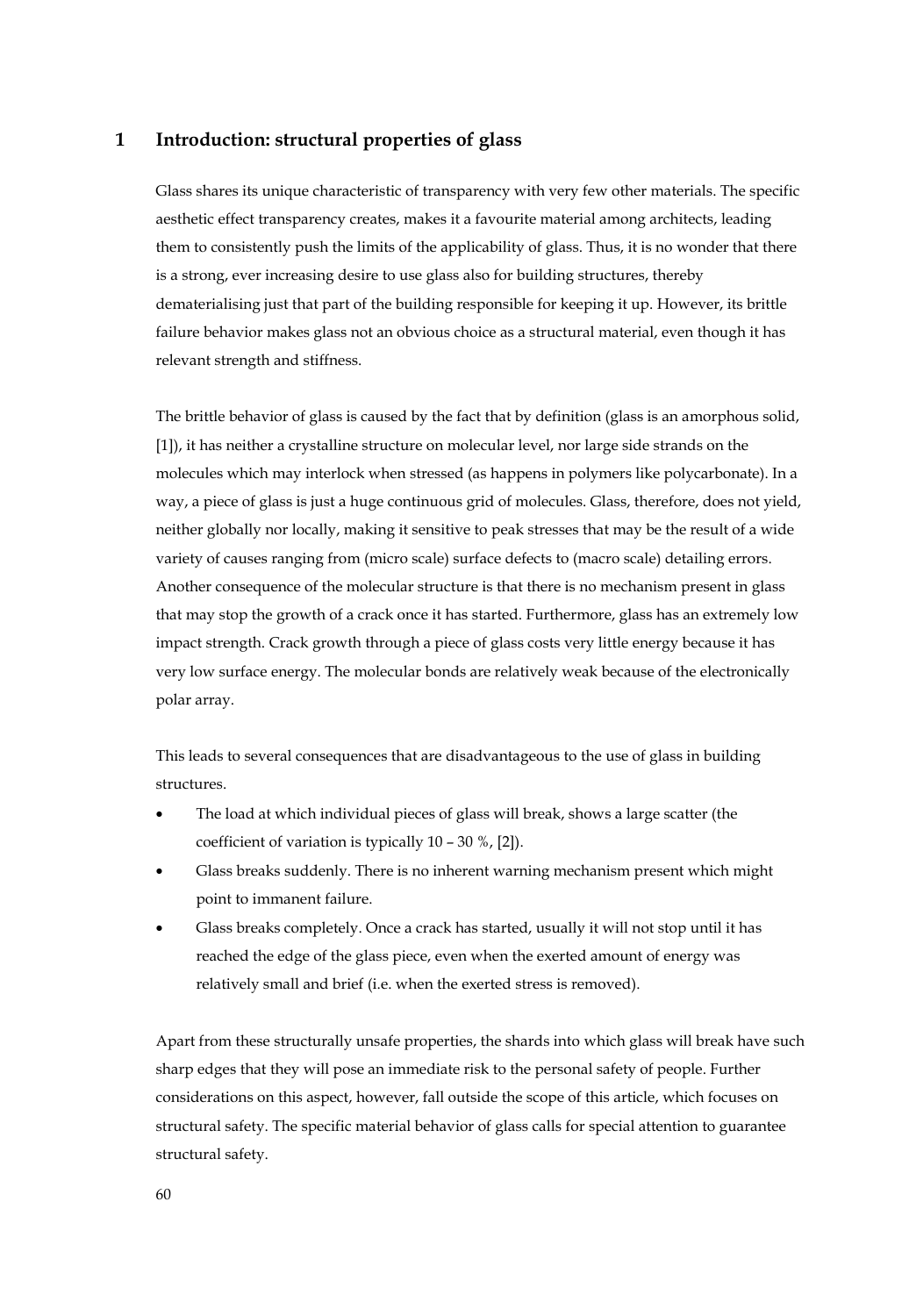# 1 Introduction: structural properties of glass

Glass shares its unique characteristic of transparency with very few other materials. The specific aesthetic effect transparency creates, makes it a favourite material among architects, leading them to consistently push the limits of the applicability of glass. Thus, it is no wonder that there is a strong, ever increasing desire to use glass also for building structures, thereby dematerialising just that part of the building responsible for keeping it up. However, its brittle failure behavior makes glass not an obvious choice as a structural material, even though it has relevant strength and stiffness.

The brittle behavior of glass is caused by the fact that by definition (glass is an amorphous solid, [1]), it has neither a crystalline structure on molecular level, nor large side strands on the molecules which may interlock when stressed (as happens in polymers like polycarbonate). In a way, a piece of glass is just a huge continuous grid of molecules. Glass, therefore, does not yield, neither globally nor locally, making it sensitive to peak stresses that may be the result of a wide variety of causes ranging from (micro scale) surface defects to (macro scale) detailing errors. Another consequence of the molecular structure is that there is no mechanism present in glass that may stop the growth of a crack once it has started. Furthermore, glass has an extremely low impact strength. Crack growth through a piece of glass costs very little energy because it has very low surface energy. The molecular bonds are relatively weak because of the electronically polar array.

This leads to several consequences that are disadvantageous to the use of glass in building structures.

- The load at which individual pieces of glass will break, shows a large scatter (the coefficient of variation is typically 10 – 30 %, [2]).
- Glass breaks suddenly. There is no inherent warning mechanism present which might point to immanent failure.
- Glass breaks completely. Once a crack has started, usually it will not stop until it has reached the edge of the glass piece, even when the exerted amount of energy was relatively small and brief (i.e. when the exerted stress is removed).

Apart from these structurally unsafe properties, the shards into which glass will break have such sharp edges that they will pose an immediate risk to the personal safety of people. Further considerations on this aspect, however, fall outside the scope of this article, which focuses on structural safety. The specific material behavior of glass calls for special attention to guarantee structural safety.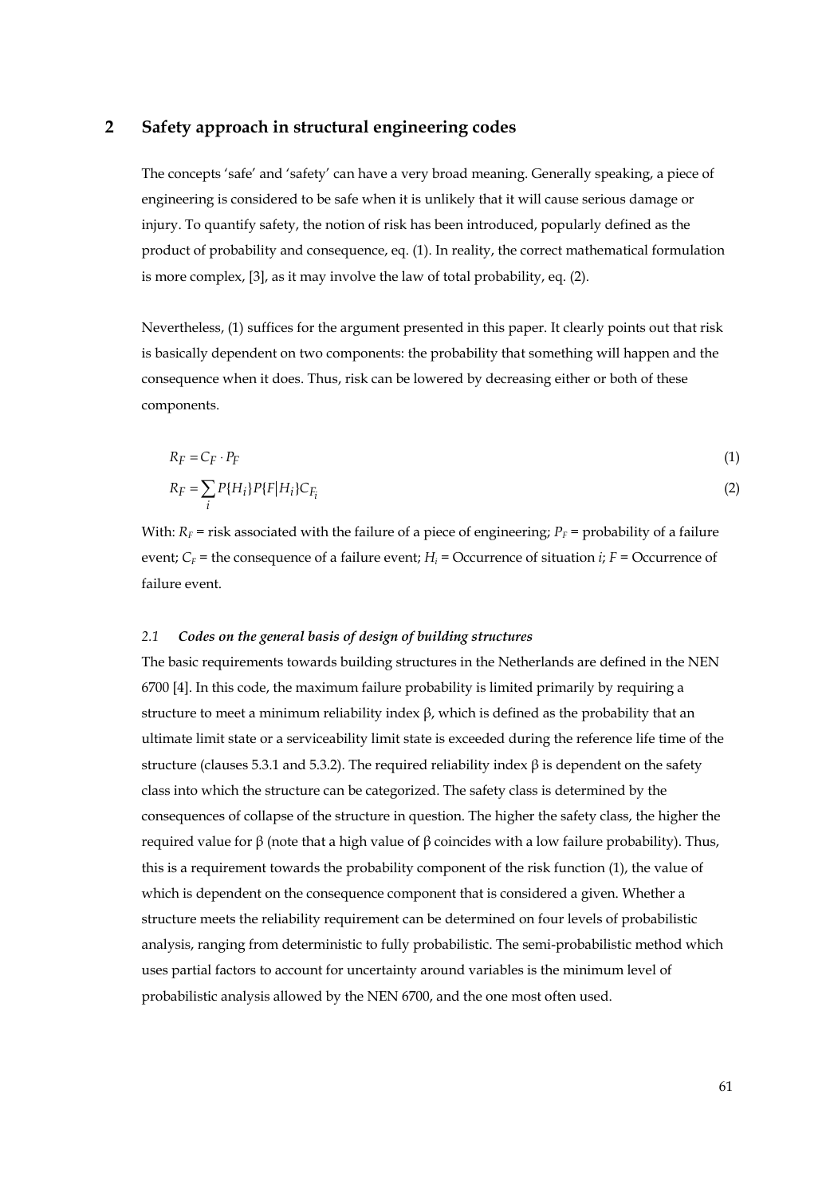## 2 Safety approach in structural engineering codes

The concepts 'safe' and 'safety' can have a very broad meaning. Generally speaking, a piece of engineering is considered to be safe when it is unlikely that it will cause serious damage or injury. To quantify safety, the notion of risk has been introduced, popularly defined as the product of probability and consequence, eq. (1). In reality, the correct mathematical formulation is more complex, [3], as it may involve the law of total probability, eq. (2).

Nevertheless, (1) suffices for the argument presented in this paper. It clearly points out that risk is basically dependent on two components: the probability that something will happen and the consequence when it does. Thus, risk can be lowered by decreasing either or both of these components.

$$R_F = C_F \cdot P_F \tag{1}$$

$$R_F = \sum_i P\{H_i\} P\{F|H_i\} C_{F_i} \tag{2}$$

With: $R_F$ = risk associated with the failure of a piece of engineering; $P_F$ = probability of a failure event; $C_F$ = the consequence of a failure event; $H_i$ = Occurrence of situation $i$; $F$ = Occurrence of failure event.

### 2.1 *Codes on the general basis of design of building structures*

The basic requirements towards building structures in the Netherlands are defined in the NEN 6700 [4]. In this code, the maximum failure probability is limited primarily by requiring a structure to meet a minimum reliability index β, which is defined as the probability that an ultimate limit state or a serviceability limit state is exceeded during the reference life time of the structure (clauses 5.3.1 and 5.3.2). The required reliability index β is dependent on the safety class into which the structure can be categorized. The safety class is determined by the consequences of collapse of the structure in question. The higher the safety class, the higher the required value for β (note that a high value of β coincides with a low failure probability). Thus, this is a requirement towards the probability component of the risk function (1), the value of which is dependent on the consequence component that is considered a given. Whether a structure meets the reliability requirement can be determined on four levels of probabilistic analysis, ranging from deterministic to fully probabilistic. The semi-probabilistic method which uses partial factors to account for uncertainty around variables is the minimum level of probabilistic analysis allowed by the NEN 6700, and the one most often used.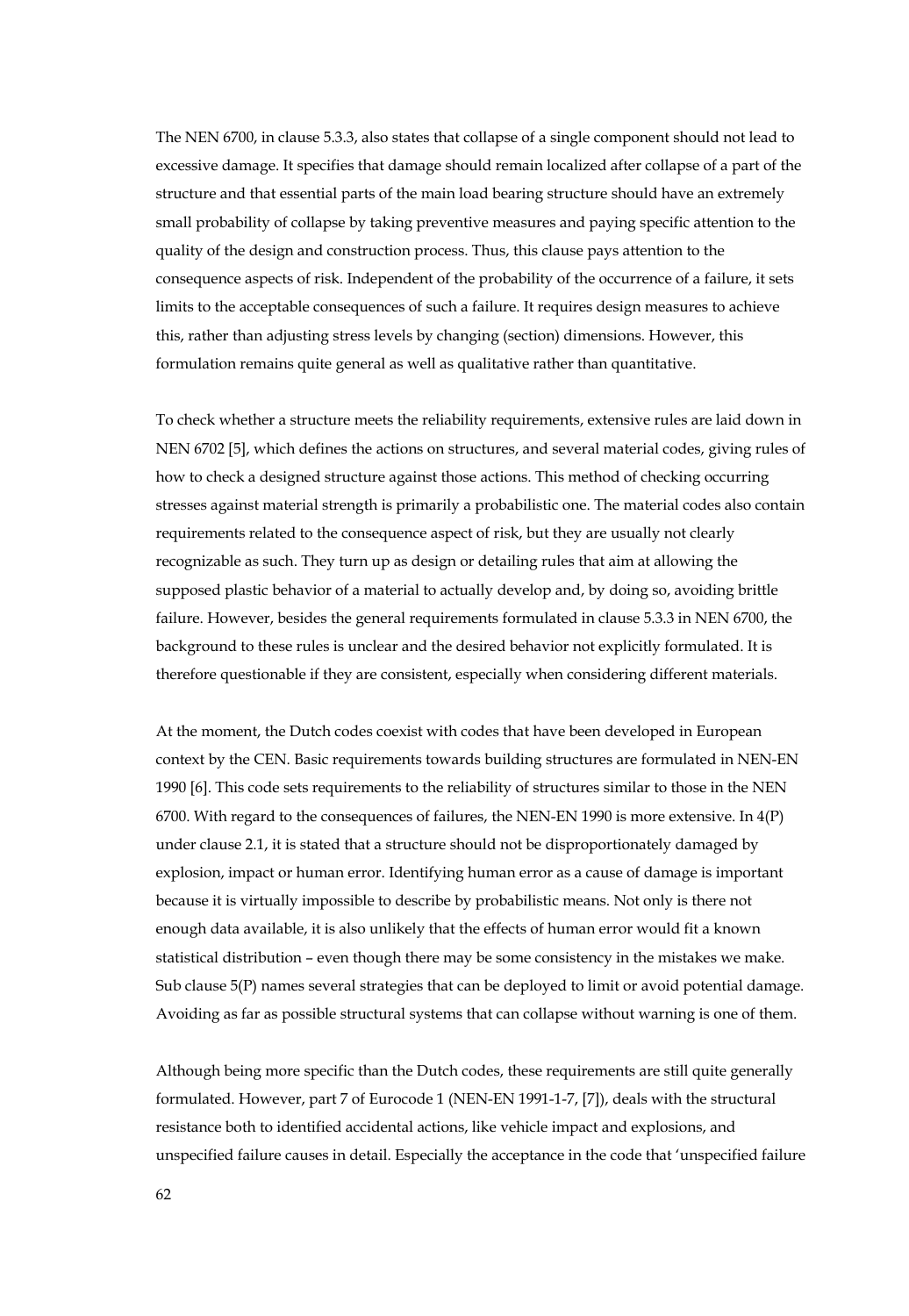The NEN 6700, in clause 5.3.3, also states that collapse of a single component should not lead to excessive damage. It specifies that damage should remain localized after collapse of a part of the structure and that essential parts of the main load bearing structure should have an extremely small probability of collapse by taking preventive measures and paying specific attention to the quality of the design and construction process. Thus, this clause pays attention to the consequence aspects of risk. Independent of the probability of the occurrence of a failure, it sets limits to the acceptable consequences of such a failure. It requires design measures to achieve this, rather than adjusting stress levels by changing (section) dimensions. However, this formulation remains quite general as well as qualitative rather than quantitative.

To check whether a structure meets the reliability requirements, extensive rules are laid down in NEN 6702 [5], which defines the actions on structures, and several material codes, giving rules of how to check a designed structure against those actions. This method of checking occurring stresses against material strength is primarily a probabilistic one. The material codes also contain requirements related to the consequence aspect of risk, but they are usually not clearly recognizable as such. They turn up as design or detailing rules that aim at allowing the supposed plastic behavior of a material to actually develop and, by doing so, avoiding brittle failure. However, besides the general requirements formulated in clause 5.3.3 in NEN 6700, the background to these rules is unclear and the desired behavior not explicitly formulated. It is therefore questionable if they are consistent, especially when considering different materials.

At the moment, the Dutch codes coexist with codes that have been developed in European context by the CEN. Basic requirements towards building structures are formulated in NEN-EN 1990 [6]. This code sets requirements to the reliability of structures similar to those in the NEN 6700. With regard to the consequences of failures, the NEN-EN 1990 is more extensive. In 4(P) under clause 2.1, it is stated that a structure should not be disproportionately damaged by explosion, impact or human error. Identifying human error as a cause of damage is important because it is virtually impossible to describe by probabilistic means. Not only is there not enough data available, it is also unlikely that the effects of human error would fit a known statistical distribution – even though there may be some consistency in the mistakes we make. Sub clause 5(P) names several strategies that can be deployed to limit or avoid potential damage. Avoiding as far as possible structural systems that can collapse without warning is one of them.

Although being more specific than the Dutch codes, these requirements are still quite generally formulated. However, part 7 of Eurocode 1 (NEN-EN 1991-1-7, [7]), deals with the structural resistance both to identified accidental actions, like vehicle impact and explosions, and unspecified failure causes in detail. Especially the acceptance in the code that 'unspecified failure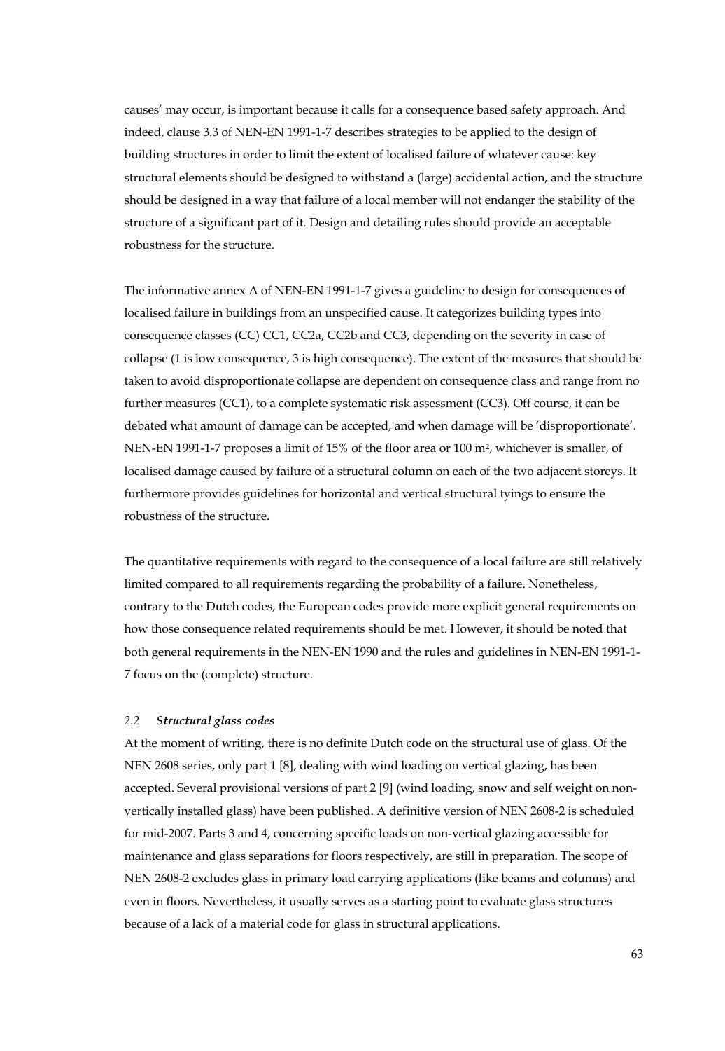causes' may occur, is important because it calls for a consequence based safety approach. And indeed, clause 3.3 of NEN-EN 1991-1-7 describes strategies to be applied to the design of building structures in order to limit the extent of localised failure of whatever cause: key structural elements should be designed to withstand a (large) accidental action, and the structure should be designed in a way that failure of a local member will not endanger the stability of the structure of a significant part of it. Design and detailing rules should provide an acceptable robustness for the structure.

The informative annex A of NEN-EN 1991-1-7 gives a guideline to design for consequences of localised failure in buildings from an unspecified cause. It categorizes building types into consequence classes (CC) CC1, CC2a, CC2b and CC3, depending on the severity in case of collapse (1 is low consequence, 3 is high consequence). The extent of the measures that should be taken to avoid disproportionate collapse are dependent on consequence class and range from no further measures (CC1), to a complete systematic risk assessment (CC3). Off course, it can be debated what amount of damage can be accepted, and when damage will be 'disproportionate'. NEN-EN 1991-1-7 proposes a limit of 15% of the floor area or 100 $m^2$, whichever is smaller, of localised damage caused by failure of a structural column on each of the two adjacent storeys. It furthermore provides guidelines for horizontal and vertical structural tyings to ensure the robustness of the structure.

The quantitative requirements with regard to the consequence of a local failure are still relatively limited compared to all requirements regarding the probability of a failure. Nonetheless, contrary to the Dutch codes, the European codes provide more explicit general requirements on how those consequence related requirements should be met. However, it should be noted that both general requirements in the NEN-EN 1990 and the rules and guidelines in NEN-EN 1991-1-7 focus on the (complete) structure.

### *2.2 Structural glass codes*

At the moment of writing, there is no definite Dutch code on the structural use of glass. Of the NEN 2608 series, only part 1 [8], dealing with wind loading on vertical glazing, has been accepted. Several provisional versions of part 2 [9] (wind loading, snow and self weight on non-vertically installed glass) have been published. A definitive version of NEN 2608-2 is scheduled for mid-2007. Parts 3 and 4, concerning specific loads on non-vertical glazing accessible for maintenance and glass separations for floors respectively, are still in preparation. The scope of NEN 2608-2 excludes glass in primary load carrying applications (like beams and columns) and even in floors. Nevertheless, it usually serves as a starting point to evaluate glass structures because of a lack of a material code for glass in structural applications.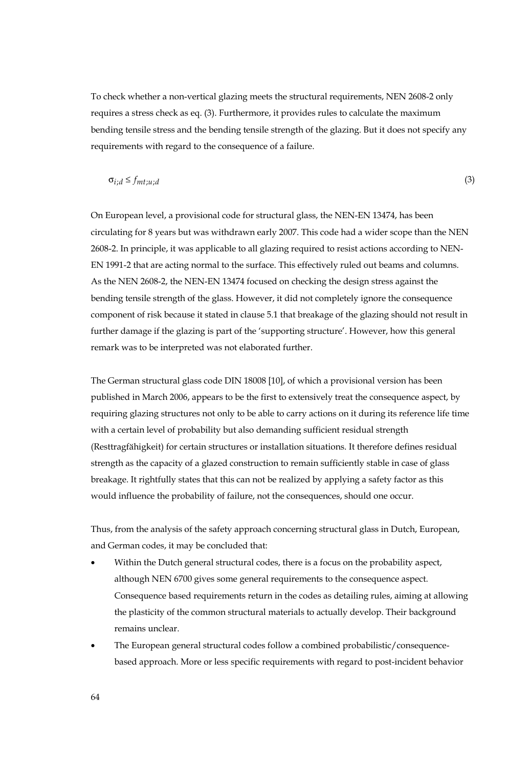To check whether a non-vertical glazing meets the structural requirements, NEN 2608-2 only requires a stress check as eq. (3). Furthermore, it provides rules to calculate the maximum bending tensile stress and the bending tensile strength of the glazing. But it does not specify any requirements with regard to the consequence of a failure.

$$\sigma_{i;d} \leq f_{mt;u;d} \tag{3}$$

On European level, a provisional code for structural glass, the NEN-EN 13474, has been circulating for 8 years but was withdrawn early 2007. This code had a wider scope than the NEN 2608-2. In principle, it was applicable to all glazing required to resist actions according to NEN-EN 1991-2 that are acting normal to the surface. This effectively ruled out beams and columns. As the NEN 2608-2, the NEN-EN 13474 focused on checking the design stress against the bending tensile strength of the glass. However, it did not completely ignore the consequence component of risk because it stated in clause 5.1 that breakage of the glazing should not result in further damage if the glazing is part of the 'supporting structure'. However, how this general remark was to be interpreted was not elaborated further.

The German structural glass code DIN 18008 [10], of which a provisional version has been published in March 2006, appears to be the first to extensively treat the consequence aspect, by requiring glazing structures not only to be able to carry actions on it during its reference life time with a certain level of probability but also demanding sufficient residual strength (Resttragfähigkeit) for certain structures or installation situations. It therefore defines residual strength as the capacity of a glazed construction to remain sufficiently stable in case of glass breakage. It rightfully states that this can not be realized by applying a safety factor as this would influence the probability of failure, not the consequences, should one occur.

Thus, from the analysis of the safety approach concerning structural glass in Dutch, European, and German codes, it may be concluded that:

- Within the Dutch general structural codes, there is a focus on the probability aspect, although NEN 6700 gives some general requirements to the consequence aspect. Consequence based requirements return in the codes as detailing rules, aiming at allowing the plasticity of the common structural materials to actually develop. Their background remains unclear.
- The European general structural codes follow a combined probabilistic/consequence-based approach. More or less specific requirements with regard to post-incident behavior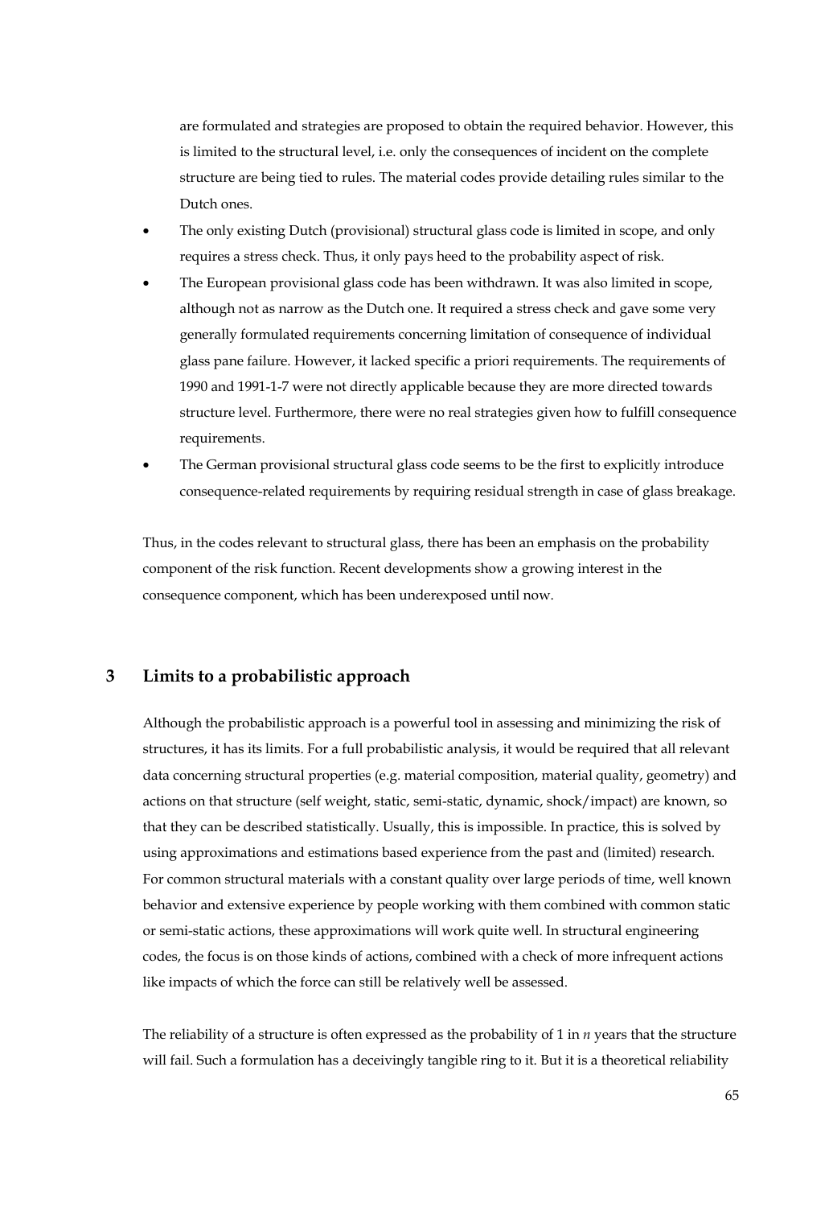are formulated and strategies are proposed to obtain the required behavior. However, this is limited to the structural level, i.e. only the consequences of incident on the complete structure are being tied to rules. The material codes provide detailing rules similar to the Dutch ones.

- The only existing Dutch (provisional) structural glass code is limited in scope, and only requires a stress check. Thus, it only pays heed to the probability aspect of risk.
- The European provisional glass code has been withdrawn. It was also limited in scope, although not as narrow as the Dutch one. It required a stress check and gave some very generally formulated requirements concerning limitation of consequence of individual glass pane failure. However, it lacked specific a priori requirements. The requirements of 1990 and 1991-1-7 were not directly applicable because they are more directed towards structure level. Furthermore, there were no real strategies given how to fulfill consequence requirements.
- The German provisional structural glass code seems to be the first to explicitly introduce consequence-related requirements by requiring residual strength in case of glass breakage.

Thus, in the codes relevant to structural glass, there has been an emphasis on the probability component of the risk function. Recent developments show a growing interest in the consequence component, which has been underexposed until now.

## 3 Limits to a probabilistic approach

Although the probabilistic approach is a powerful tool in assessing and minimizing the risk of structures, it has its limits. For a full probabilistic analysis, it would be required that all relevant data concerning structural properties (e.g. material composition, material quality, geometry) and actions on that structure (self weight, static, semi-static, dynamic, shock/impact) are known, so that they can be described statistically. Usually, this is impossible. In practice, this is solved by using approximations and estimations based experience from the past and (limited) research. For common structural materials with a constant quality over large periods of time, well known behavior and extensive experience by people working with them combined with common static or semi-static actions, these approximations will work quite well. In structural engineering codes, the focus is on those kinds of actions, combined with a check of more infrequent actions like impacts of which the force can still be relatively well be assessed.

The reliability of a structure is often expressed as the probability of 1 in *n* years that the structure will fail. Such a formulation has a deceivingly tangible ring to it. But it is a theoretical reliability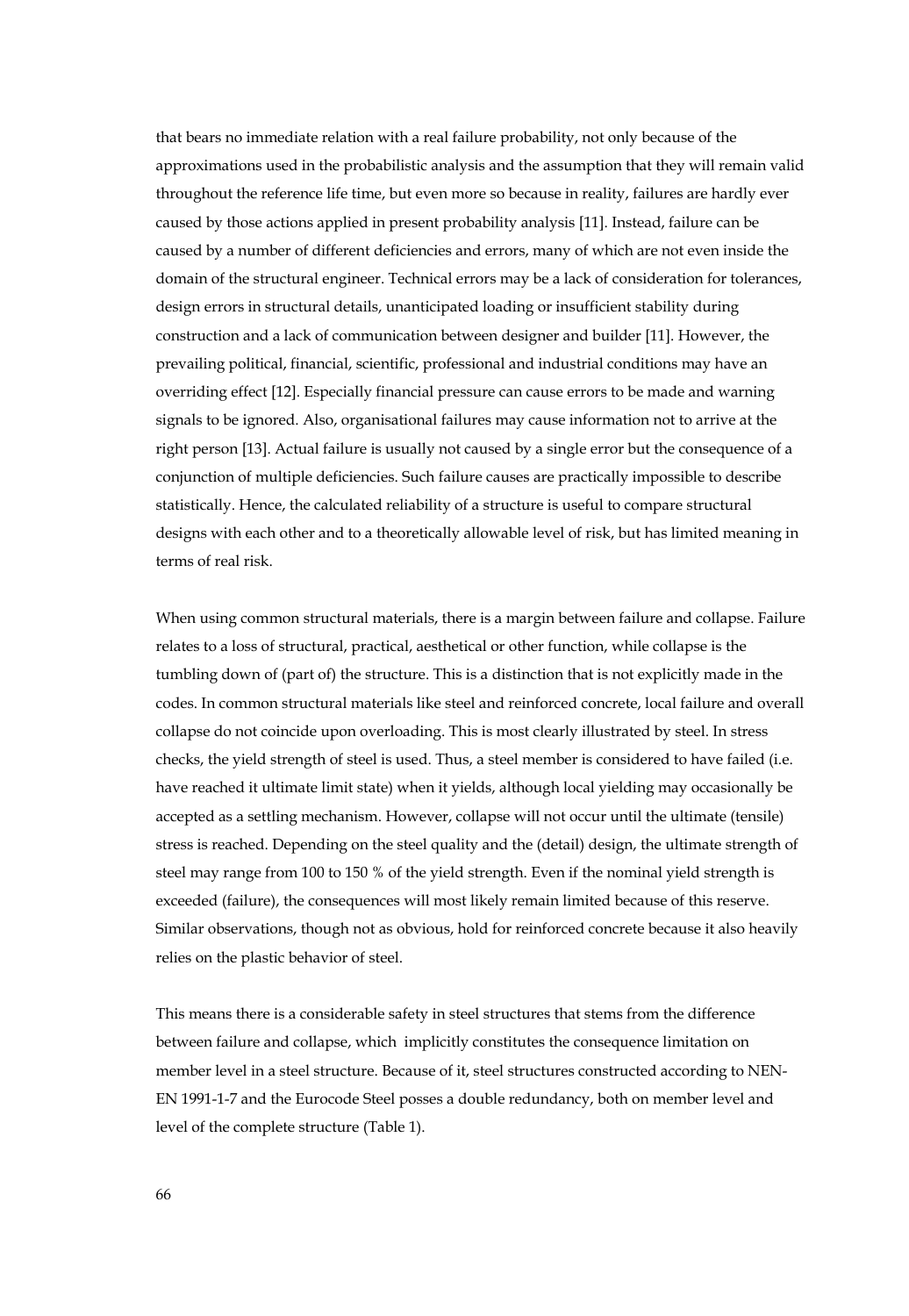that bears no immediate relation with a real failure probability, not only because of the approximations used in the probabilistic analysis and the assumption that they will remain valid throughout the reference life time, but even more so because in reality, failures are hardly ever caused by those actions applied in present probability analysis [11]. Instead, failure can be caused by a number of different deficiencies and errors, many of which are not even inside the domain of the structural engineer. Technical errors may be a lack of consideration for tolerances, design errors in structural details, unanticipated loading or insufficient stability during construction and a lack of communication between designer and builder [11]. However, the prevailing political, financial, scientific, professional and industrial conditions may have an overriding effect [12]. Especially financial pressure can cause errors to be made and warning signals to be ignored. Also, organisational failures may cause information not to arrive at the right person [13]. Actual failure is usually not caused by a single error but the consequence of a conjunction of multiple deficiencies. Such failure causes are practically impossible to describe statistically. Hence, the calculated reliability of a structure is useful to compare structural designs with each other and to a theoretically allowable level of risk, but has limited meaning in terms of real risk.

When using common structural materials, there is a margin between failure and collapse. Failure relates to a loss of structural, practical, aesthetical or other function, while collapse is the tumbling down of (part of) the structure. This is a distinction that is not explicitly made in the codes. In common structural materials like steel and reinforced concrete, local failure and overall collapse do not coincide upon overloading. This is most clearly illustrated by steel. In stress checks, the yield strength of steel is used. Thus, a steel member is considered to have failed (i.e. have reached it ultimate limit state) when it yields, although local yielding may occasionally be accepted as a settling mechanism. However, collapse will not occur until the ultimate (tensile) stress is reached. Depending on the steel quality and the (detail) design, the ultimate strength of steel may range from 100 to 150 % of the yield strength. Even if the nominal yield strength is exceeded (failure), the consequences will most likely remain limited because of this reserve. Similar observations, though not as obvious, hold for reinforced concrete because it also heavily relies on the plastic behavior of steel.

This means there is a considerable safety in steel structures that stems from the difference between failure and collapse, which implicitly constitutes the consequence limitation on member level in a steel structure. Because of it, steel structures constructed according to NEN-EN 1991-1-7 and the Eurocode Steel posses a double redundancy, both on member level and level of the complete structure (Table 1).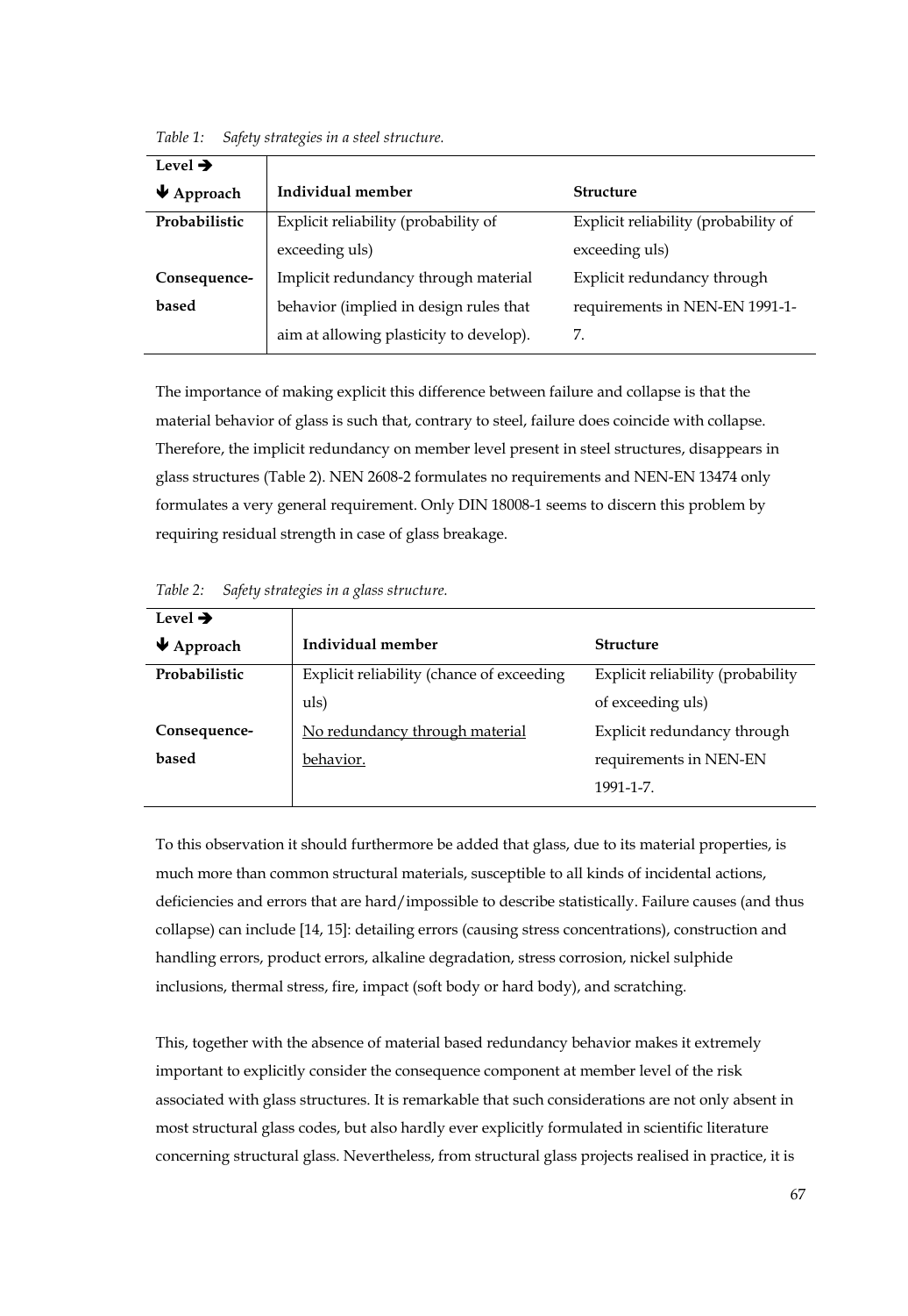*Table 1: Safety strategies in a steel structure.*

| Level ➔<br>🡇 Approach | Individual member | Structure |
|---|---|---|
| **Probabilistic** | Explicit reliability (probability of exceeding uls) | Explicit reliability (probability of exceeding uls) |
| **Consequence-based** | Implicit redundancy through material behavior (implied in design rules that aim at allowing plasticity to develop). | Explicit redundancy through requirements in NEN-EN 1991-1-7. |

The importance of making explicit this difference between failure and collapse is that the material behavior of glass is such that, contrary to steel, failure does coincide with collapse. Therefore, the implicit redundancy on member level present in steel structures, disappears in glass structures (Table 2). NEN 2608-2 formulates no requirements and NEN-EN 13474 only formulates a very general requirement. Only DIN 18008-1 seems to discern this problem by requiring residual strength in case of glass breakage.

*Table 2: Safety strategies in a glass structure.*

| Level ➔<br>🡇 Approach | Individual member | Structure |
|---|---|---|
| **Probabilistic** | Explicit reliability (chance of exceeding uls) | Explicit reliability (probability of exceeding uls) |
| **Consequence-based** | <u>No redundancy through material behavior.</u> | Explicit redundancy through requirements in NEN-EN 1991-1-7. |

To this observation it should furthermore be added that glass, due to its material properties, is much more than common structural materials, susceptible to all kinds of incidental actions, deficiencies and errors that are hard/impossible to describe statistically. Failure causes (and thus collapse) can include [14, 15]: detailing errors (causing stress concentrations), construction and handling errors, product errors, alkaline degradation, stress corrosion, nickel sulphide inclusions, thermal stress, fire, impact (soft body or hard body), and scratching.

This, together with the absence of material based redundancy behavior makes it extremely important to explicitly consider the consequence component at member level of the risk associated with glass structures. It is remarkable that such considerations are not only absent in most structural glass codes, but also hardly ever explicitly formulated in scientific literature concerning structural glass. Nevertheless, from structural glass projects realised in practice, it is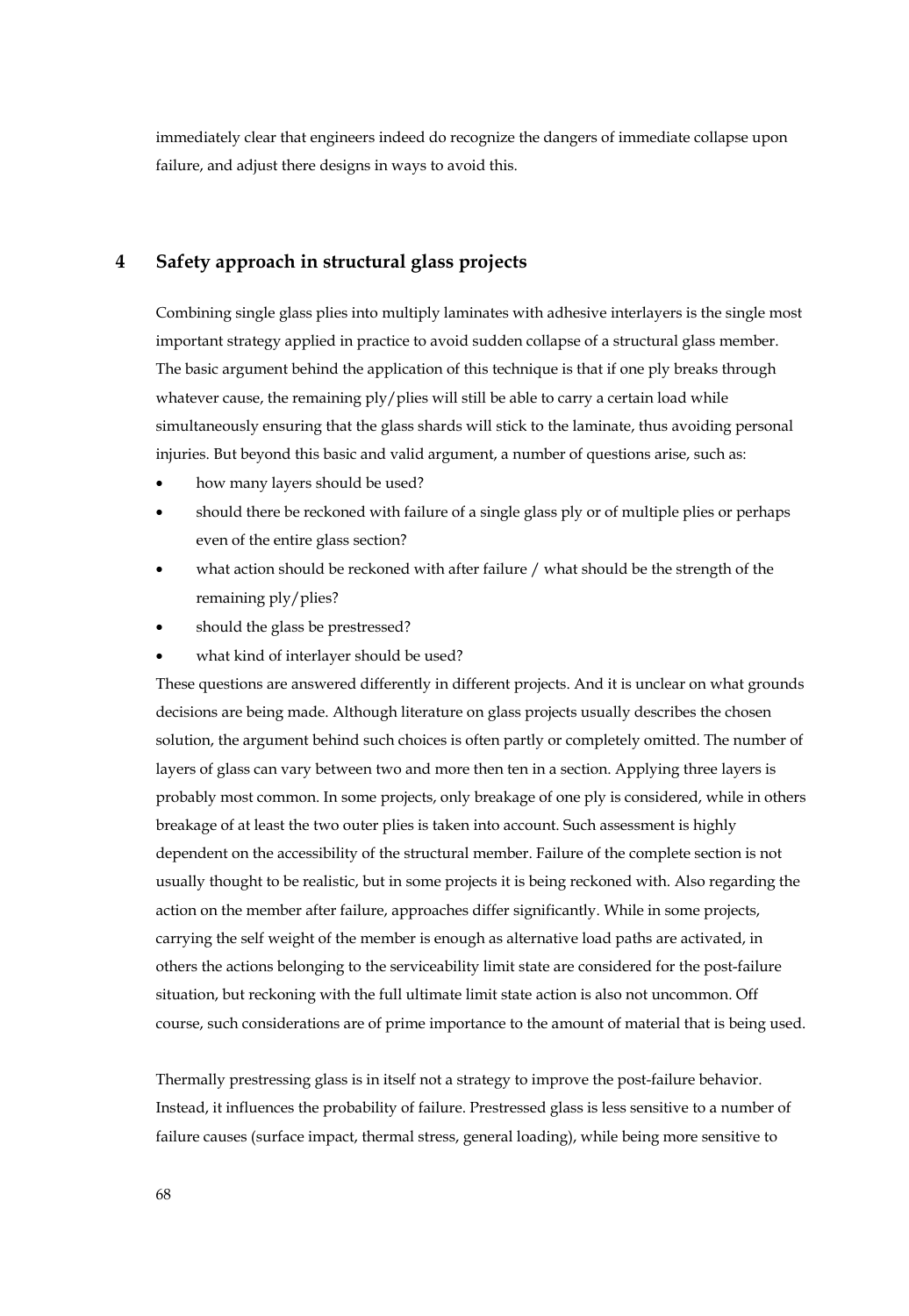immediately clear that engineers indeed do recognize the dangers of immediate collapse upon failure, and adjust there designs in ways to avoid this.

# 4 Safety approach in structural glass projects

Combining single glass plies into multiply laminates with adhesive interlayers is the single most important strategy applied in practice to avoid sudden collapse of a structural glass member. The basic argument behind the application of this technique is that if one ply breaks through whatever cause, the remaining ply/plies will still be able to carry a certain load while simultaneously ensuring that the glass shards will stick to the laminate, thus avoiding personal injuries. But beyond this basic and valid argument, a number of questions arise, such as:

- how many layers should be used?
- should there be reckoned with failure of a single glass ply or of multiple plies or perhaps even of the entire glass section?
- what action should be reckoned with after failure / what should be the strength of the remaining ply/plies?
- should the glass be prestressed?
- what kind of interlayer should be used?

These questions are answered differently in different projects. And it is unclear on what grounds decisions are being made. Although literature on glass projects usually describes the chosen solution, the argument behind such choices is often partly or completely omitted. The number of layers of glass can vary between two and more then ten in a section. Applying three layers is probably most common. In some projects, only breakage of one ply is considered, while in others breakage of at least the two outer plies is taken into account. Such assessment is highly dependent on the accessibility of the structural member. Failure of the complete section is not usually thought to be realistic, but in some projects it is being reckoned with. Also regarding the action on the member after failure, approaches differ significantly. While in some projects, carrying the self weight of the member is enough as alternative load paths are activated, in others the actions belonging to the serviceability limit state are considered for the post-failure situation, but reckoning with the full ultimate limit state action is also not uncommon. Off course, such considerations are of prime importance to the amount of material that is being used.

Thermally prestressing glass is in itself not a strategy to improve the post-failure behavior. Instead, it influences the probability of failure. Prestressed glass is less sensitive to a number of failure causes (surface impact, thermal stress, general loading), while being more sensitive to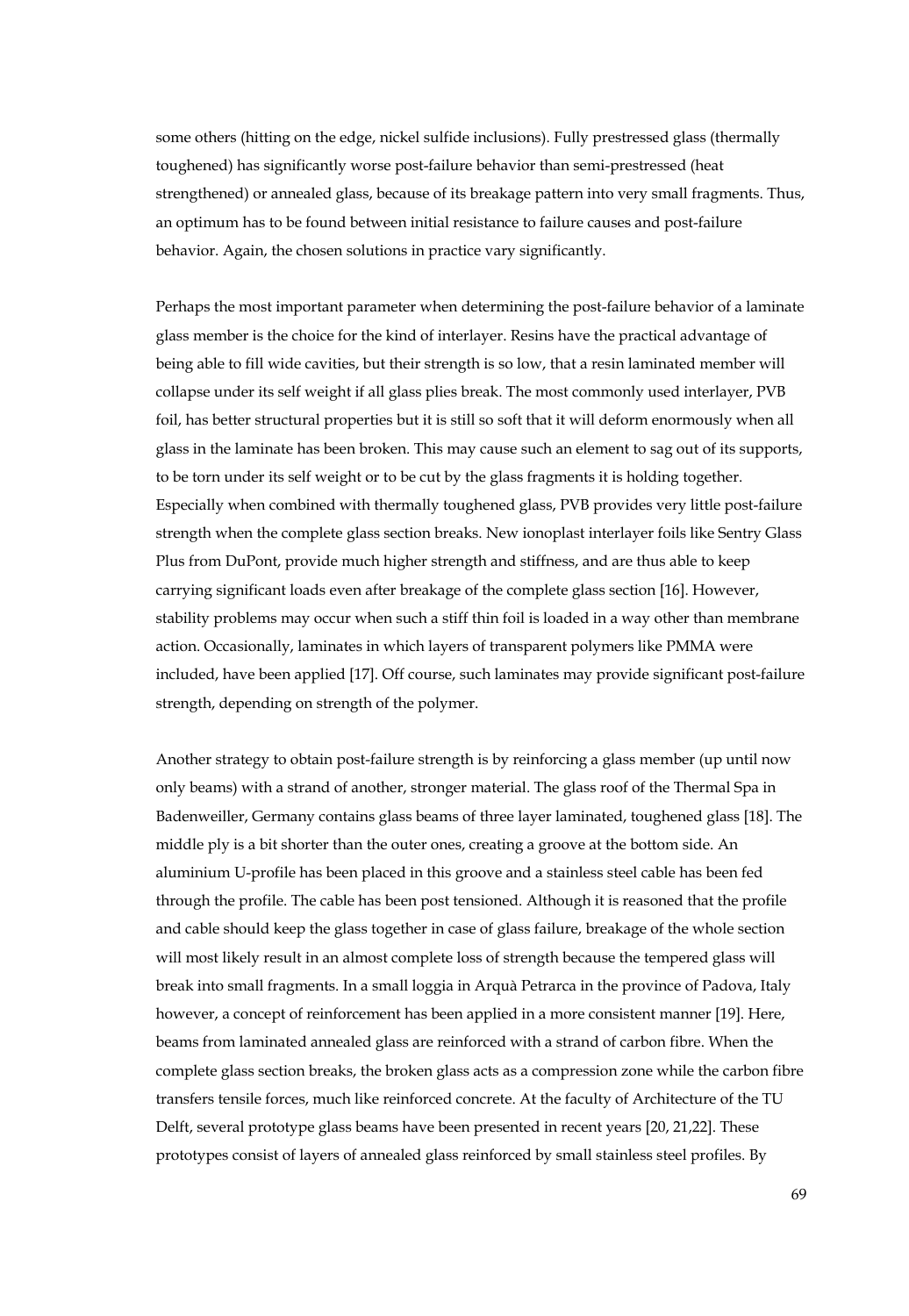some others (hitting on the edge, nickel sulfide inclusions). Fully prestressed glass (thermally toughened) has significantly worse post-failure behavior than semi-prestressed (heat strengthened) or annealed glass, because of its breakage pattern into very small fragments. Thus, an optimum has to be found between initial resistance to failure causes and post-failure behavior. Again, the chosen solutions in practice vary significantly.

Perhaps the most important parameter when determining the post-failure behavior of a laminate glass member is the choice for the kind of interlayer. Resins have the practical advantage of being able to fill wide cavities, but their strength is so low, that a resin laminated member will collapse under its self weight if all glass plies break. The most commonly used interlayer, PVB foil, has better structural properties but it is still so soft that it will deform enormously when all glass in the laminate has been broken. This may cause such an element to sag out of its supports, to be torn under its self weight or to be cut by the glass fragments it is holding together. Especially when combined with thermally toughened glass, PVB provides very little post-failure strength when the complete glass section breaks. New ionoplast interlayer foils like Sentry Glass Plus from DuPont, provide much higher strength and stiffness, and are thus able to keep carrying significant loads even after breakage of the complete glass section [16]. However, stability problems may occur when such a stiff thin foil is loaded in a way other than membrane action. Occasionally, laminates in which layers of transparent polymers like PMMA were included, have been applied [17]. Off course, such laminates may provide significant post-failure strength, depending on strength of the polymer.

Another strategy to obtain post-failure strength is by reinforcing a glass member (up until now only beams) with a strand of another, stronger material. The glass roof of the Thermal Spa in Badenweiller, Germany contains glass beams of three layer laminated, toughened glass [18]. The middle ply is a bit shorter than the outer ones, creating a groove at the bottom side. An aluminium U-profile has been placed in this groove and a stainless steel cable has been fed through the profile. The cable has been post tensioned. Although it is reasoned that the profile and cable should keep the glass together in case of glass failure, breakage of the whole section will most likely result in an almost complete loss of strength because the tempered glass will break into small fragments. In a small loggia in Arquà Petrarca in the province of Padova, Italy however, a concept of reinforcement has been applied in a more consistent manner [19]. Here, beams from laminated annealed glass are reinforced with a strand of carbon fibre. When the complete glass section breaks, the broken glass acts as a compression zone while the carbon fibre transfers tensile forces, much like reinforced concrete. At the faculty of Architecture of the TU Delft, several prototype glass beams have been presented in recent years [20, 21,22]. These prototypes consist of layers of annealed glass reinforced by small stainless steel profiles. By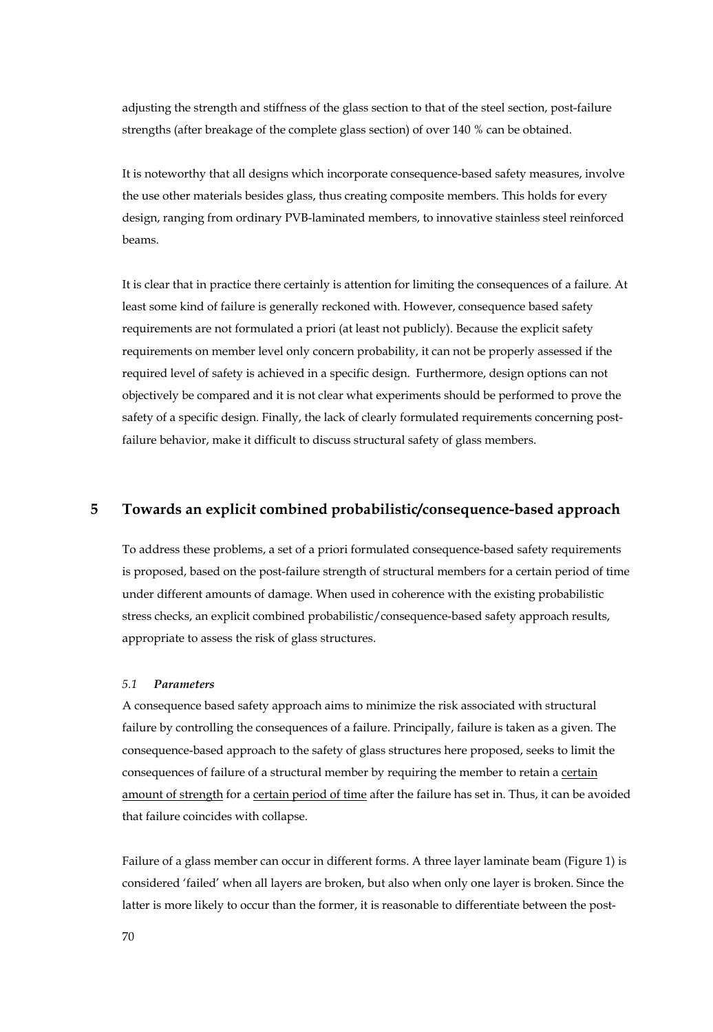adjusting the strength and stiffness of the glass section to that of the steel section, post-failure strengths (after breakage of the complete glass section) of over 140 % can be obtained.

It is noteworthy that all designs which incorporate consequence-based safety measures, involve the use other materials besides glass, thus creating composite members. This holds for every design, ranging from ordinary PVB-laminated members, to innovative stainless steel reinforced beams.

It is clear that in practice there certainly is attention for limiting the consequences of a failure. At least some kind of failure is generally reckoned with. However, consequence based safety requirements are not formulated a priori (at least not publicly). Because the explicit safety requirements on member level only concern probability, it can not be properly assessed if the required level of safety is achieved in a specific design. Furthermore, design options can not objectively be compared and it is not clear what experiments should be performed to prove the safety of a specific design. Finally, the lack of clearly formulated requirements concerning post-failure behavior, make it difficult to discuss structural safety of glass members.

## 5 Towards an explicit combined probabilistic/consequence-based approach

To address these problems, a set of a priori formulated consequence-based safety requirements is proposed, based on the post-failure strength of structural members for a certain period of time under different amounts of damage. When used in coherence with the existing probabilistic stress checks, an explicit combined probabilistic/consequence-based safety approach results, appropriate to assess the risk of glass structures.

### *5.1 Parameters*

A consequence based safety approach aims to minimize the risk associated with structural failure by controlling the consequences of a failure. Principally, failure is taken as a given. The consequence-based approach to the safety of glass structures here proposed, seeks to limit the consequences of failure of a structural member by requiring the member to retain a <u>certain amount of strength</u> for a <u>certain period of time</u> after the failure has set in. Thus, it can be avoided that failure coincides with collapse.

Failure of a glass member can occur in different forms. A three layer laminate beam (Figure 1) is considered 'failed' when all layers are broken, but also when only one layer is broken. Since the latter is more likely to occur than the former, it is reasonable to differentiate between the post-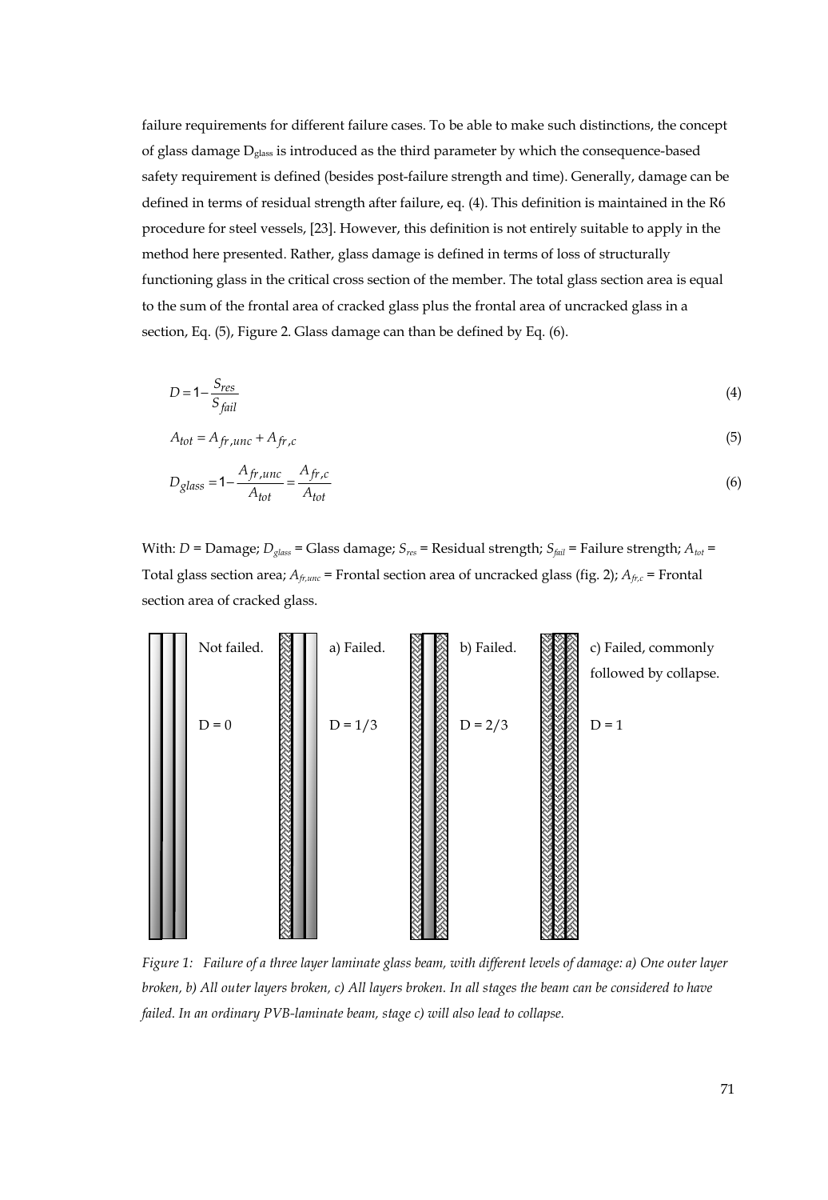failure requirements for different failure cases. To be able to make such distinctions, the concept of glass damage $D_{glass}$ is introduced as the third parameter by which the consequence-based safety requirement is defined (besides post-failure strength and time). Generally, damage can be defined in terms of residual strength after failure, eq. (4). This definition is maintained in the R6 procedure for steel vessels, [23]. However, this definition is not entirely suitable to apply in the method here presented. Rather, glass damage is defined in terms of loss of structurally functioning glass in the critical cross section of the member. The total glass section area is equal to the sum of the frontal area of cracked glass plus the frontal area of uncracked glass in a section, Eq. (5), Figure 2. Glass damage can than be defined by Eq. (6).

$$D = 1 - \frac{S_{res}}{S_{fail}} \tag{4}$$

$$A_{tot} = A_{fr,unc} + A_{fr,c} \tag{5}$$

$$D_{glass} = 1 - \frac{A_{fr,unc}}{A_{tot}} = \frac{A_{fr,c}}{A_{tot}} \tag{6}$$

With: $D$ = Damage; $D_{glass}$ = Glass damage; $S_{res}$ = Residual strength; $S_{fail}$ = Failure strength; $A_{tot}$ = Total glass section area; $A_{fr,unc}$ = Frontal section area of uncracked glass (fig. 2); $A_{fr,c}$ = Frontal section area of cracked glass.

Not failed. D = 0 | a) Failed. D = 1/3 | b) Failed. D = 2/3 | c) Failed, commonly followed by collapse. D = 1

*Figure 1: Failure of a three layer laminate glass beam, with different levels of damage: a) One outer layer broken, b) All outer layers broken, c) All layers broken. In all stages the beam can be considered to have failed. In an ordinary PVB-laminate beam, stage c) will also lead to collapse.*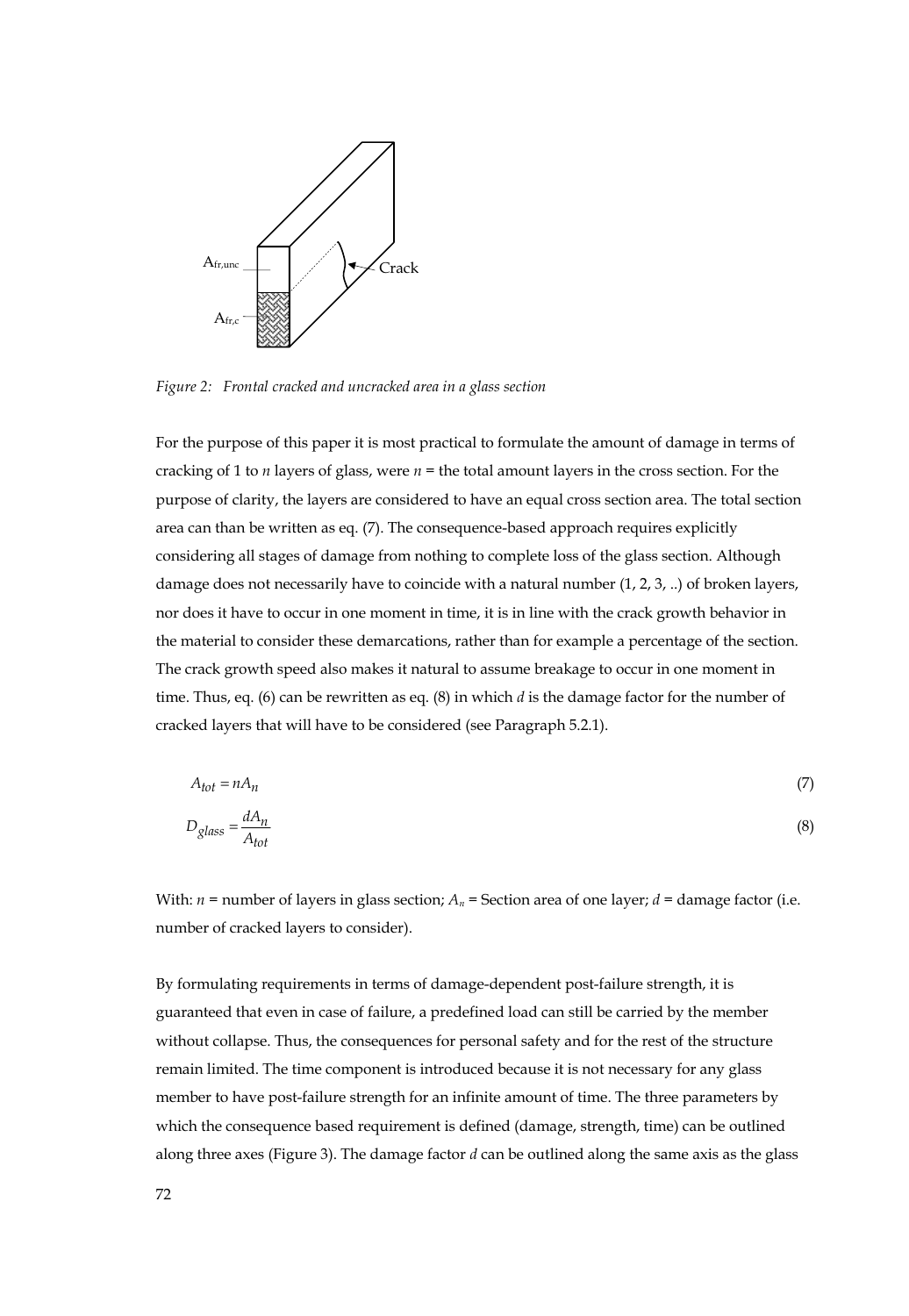*Figure 2: Frontal cracked and uncracked area in a glass section*

For the purpose of this paper it is most practical to formulate the amount of damage in terms of cracking of 1 to *n* layers of glass, were *n* = the total amount layers in the cross section. For the purpose of clarity, the layers are considered to have an equal cross section area. The total section area can than be written as eq. (7). The consequence-based approach requires explicitly considering all stages of damage from nothing to complete loss of the glass section. Although damage does not necessarily have to coincide with a natural number (1, 2, 3, ..) of broken layers, nor does it have to occur in one moment in time, it is in line with the crack growth behavior in the material to consider these demarcations, rather than for example a percentage of the section. The crack growth speed also makes it natural to assume breakage to occur in one moment in time. Thus, eq. (6) can be rewritten as eq. (8) in which *d* is the damage factor for the number of cracked layers that will have to be considered (see Paragraph 5.2.1).

$$A_{tot} = nA_n \tag{7}$$

$$D_{glass} = \frac{dA_n}{A_{tot}} \tag{8}$$

With: $n$ = number of layers in glass section; $A_n$ = Section area of one layer; $d$ = damage factor (i.e. number of cracked layers to consider).

By formulating requirements in terms of damage-dependent post-failure strength, it is guaranteed that even in case of failure, a predefined load can still be carried by the member without collapse. Thus, the consequences for personal safety and for the rest of the structure remain limited. The time component is introduced because it is not necessary for any glass member to have post-failure strength for an infinite amount of time. The three parameters by which the consequence based requirement is defined (damage, strength, time) can be outlined along three axes (Figure 3). The damage factor *d* can be outlined along the same axis as the glass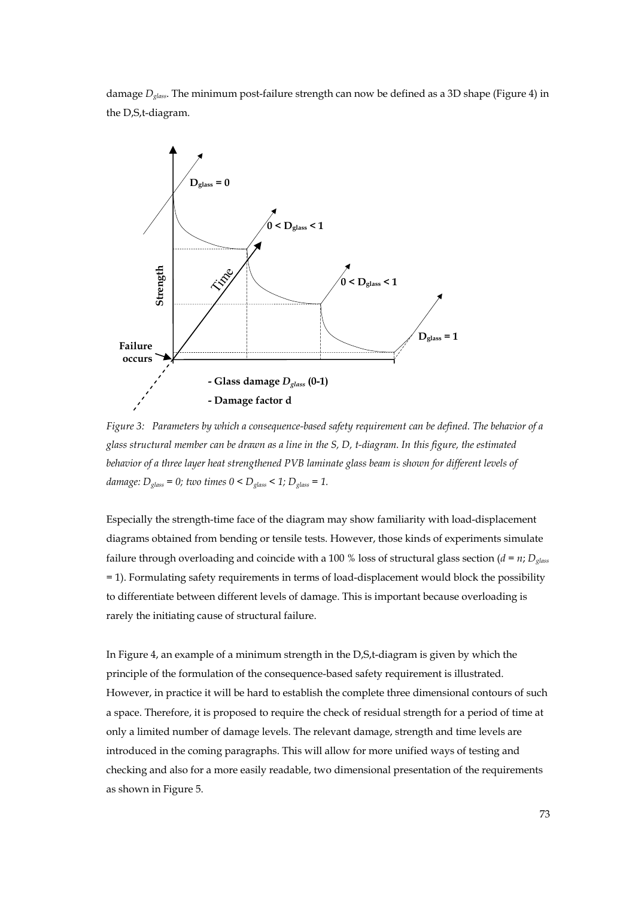damage $D_{glass}$. The minimum post-failure strength can now be defined as a 3D shape (Figure 4) in the D,S,t-diagram.

*Figure 3: Parameters by which a consequence-based safety requirement can be defined. The behavior of a glass structural member can be drawn as a line in the S, D, t-diagram. In this figure, the estimated behavior of a three layer heat strengthened PVB laminate glass beam is shown for different levels of damage: $D_{glass} = 0$; two times $0 < D_{glass} < 1$; $D_{glass} = 1$.*

Especially the strength-time face of the diagram may show familiarity with load-displacement diagrams obtained from bending or tensile tests. However, those kinds of experiments simulate failure through overloading and coincide with a 100 % loss of structural glass section ($d = n$; $D_{glass} = 1$). Formulating safety requirements in terms of load-displacement would block the possibility to differentiate between different levels of damage. This is important because overloading is rarely the initiating cause of structural failure.

In Figure 4, an example of a minimum strength in the D,S,t-diagram is given by which the principle of the formulation of the consequence-based safety requirement is illustrated. However, in practice it will be hard to establish the complete three dimensional contours of such a space. Therefore, it is proposed to require the check of residual strength for a period of time at only a limited number of damage levels. The relevant damage, strength and time levels are introduced in the coming paragraphs. This will allow for more unified ways of testing and checking and also for a more easily readable, two dimensional presentation of the requirements as shown in Figure 5.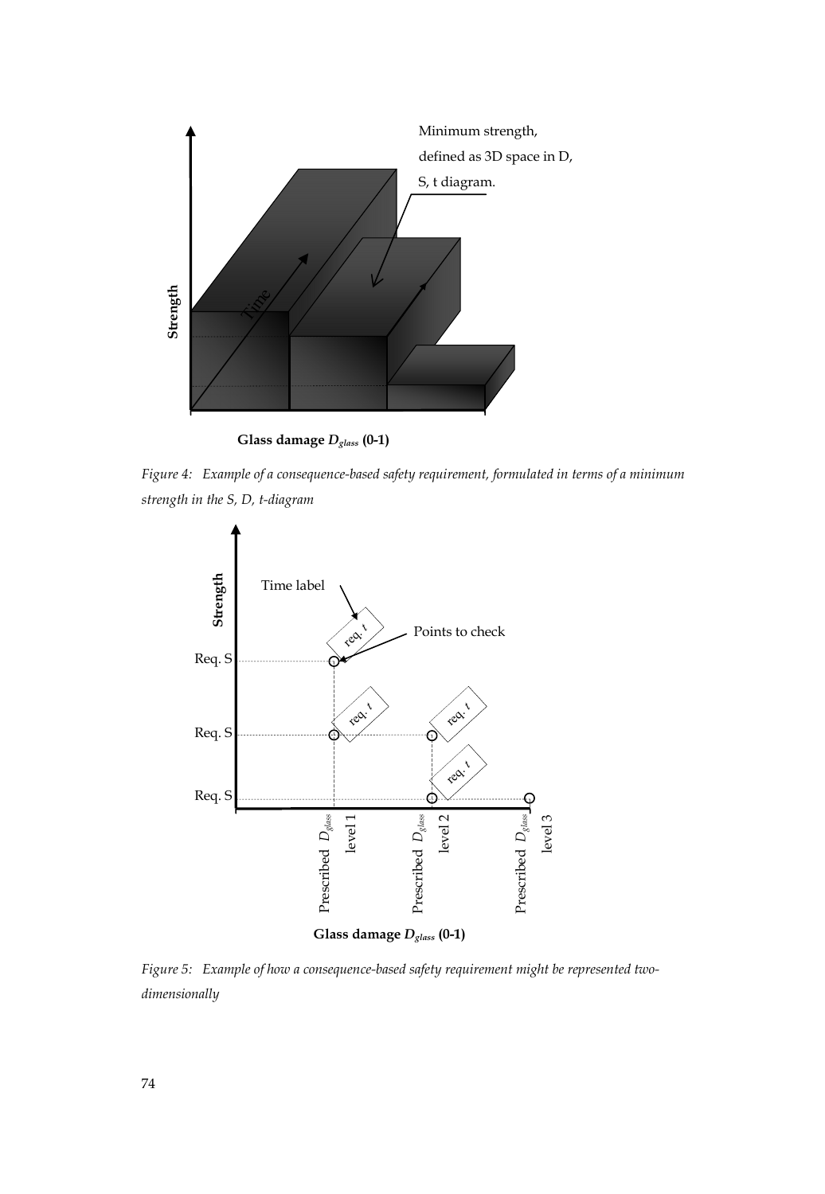*Figure 4: Example of a consequence-based safety requirement, formulated in terms of a minimum strength in the S, D, t-diagram*

*Figure 5: Example of how a consequence-based safety requirement might be represented two-dimensionally*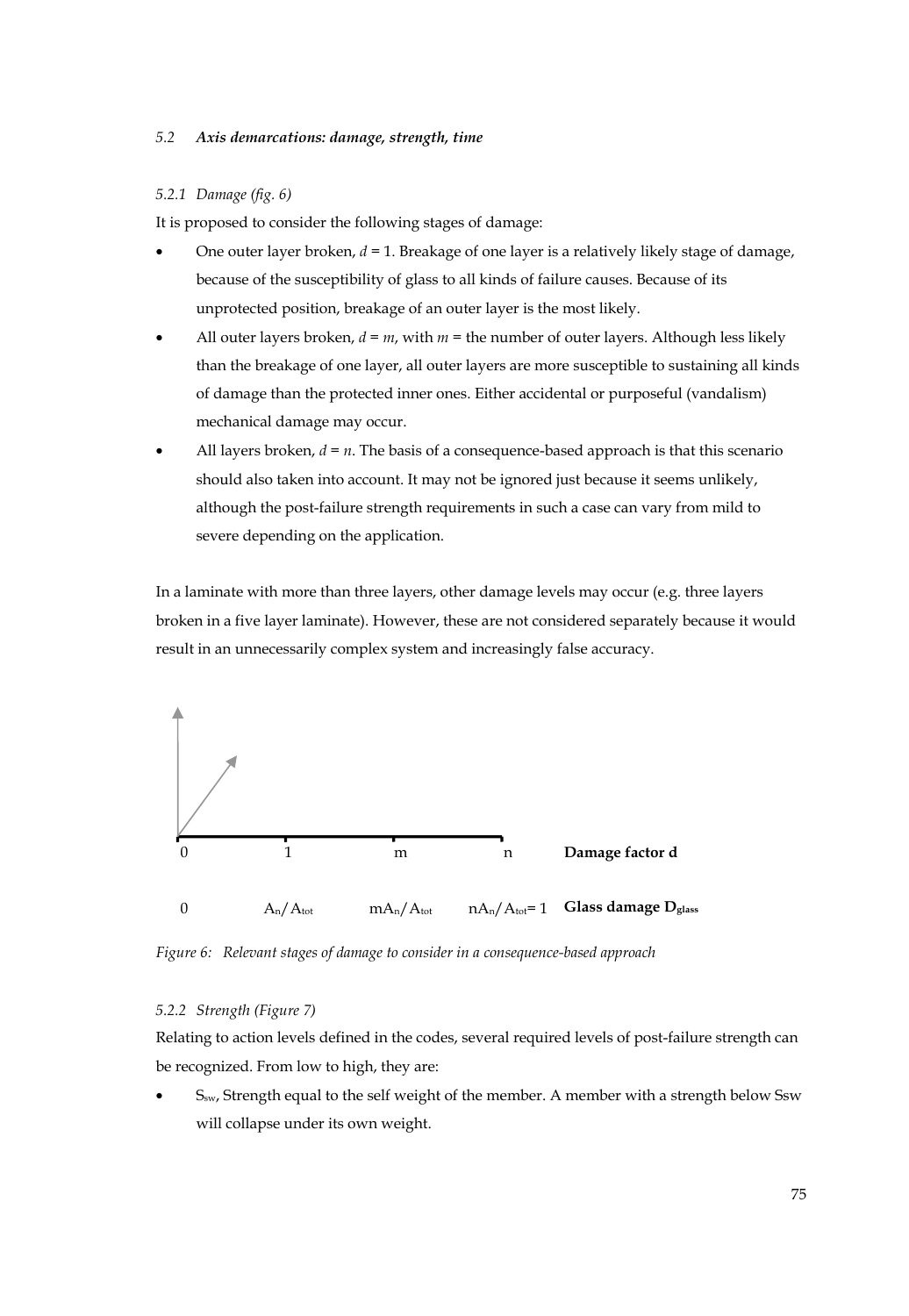### 5.2 ***Axis demarcations: damage, strength, time***

#### *5.2.1 Damage (fig. 6)*

It is proposed to consider the following stages of damage:

- One outer layer broken, $d = 1$. Breakage of one layer is a relatively likely stage of damage, because of the susceptibility of glass to all kinds of failure causes. Because of its unprotected position, breakage of an outer layer is the most likely.
- All outer layers broken, $d = m$, with $m$ = the number of outer layers. Although less likely than the breakage of one layer, all outer layers are more susceptible to sustaining all kinds of damage than the protected inner ones. Either accidental or purposeful (vandalism) mechanical damage may occur.
- All layers broken, $d = n$. The basis of a consequence-based approach is that this scenario should also taken into account. It may not be ignored just because it seems unlikely, although the post-failure strength requirements in such a case can vary from mild to severe depending on the application.

In a laminate with more than three layers, other damage levels may occur (e.g. three layers broken in a five layer laminate). However, these are not considered separately because it would result in an unnecessarily complex system and increasingly false accuracy.

| 0 | 1 | m | n | **Damage factor d** |
|---|---|---|---|---|
| 0 | $A_n/A_{tot}$ | $mA_n/A_{tot}$ | $nA_n/A_{tot} = 1$ | **Glass damage $D_{glass}$** |

*Figure 6: Relevant stages of damage to consider in a consequence-based approach*

#### *5.2.2 Strength (Figure 7)*

Relating to action levels defined in the codes, several required levels of post-failure strength can be recognized. From low to high, they are:

- $S_{sw}$, Strength equal to the self weight of the member. A member with a strength below Ssw will collapse under its own weight.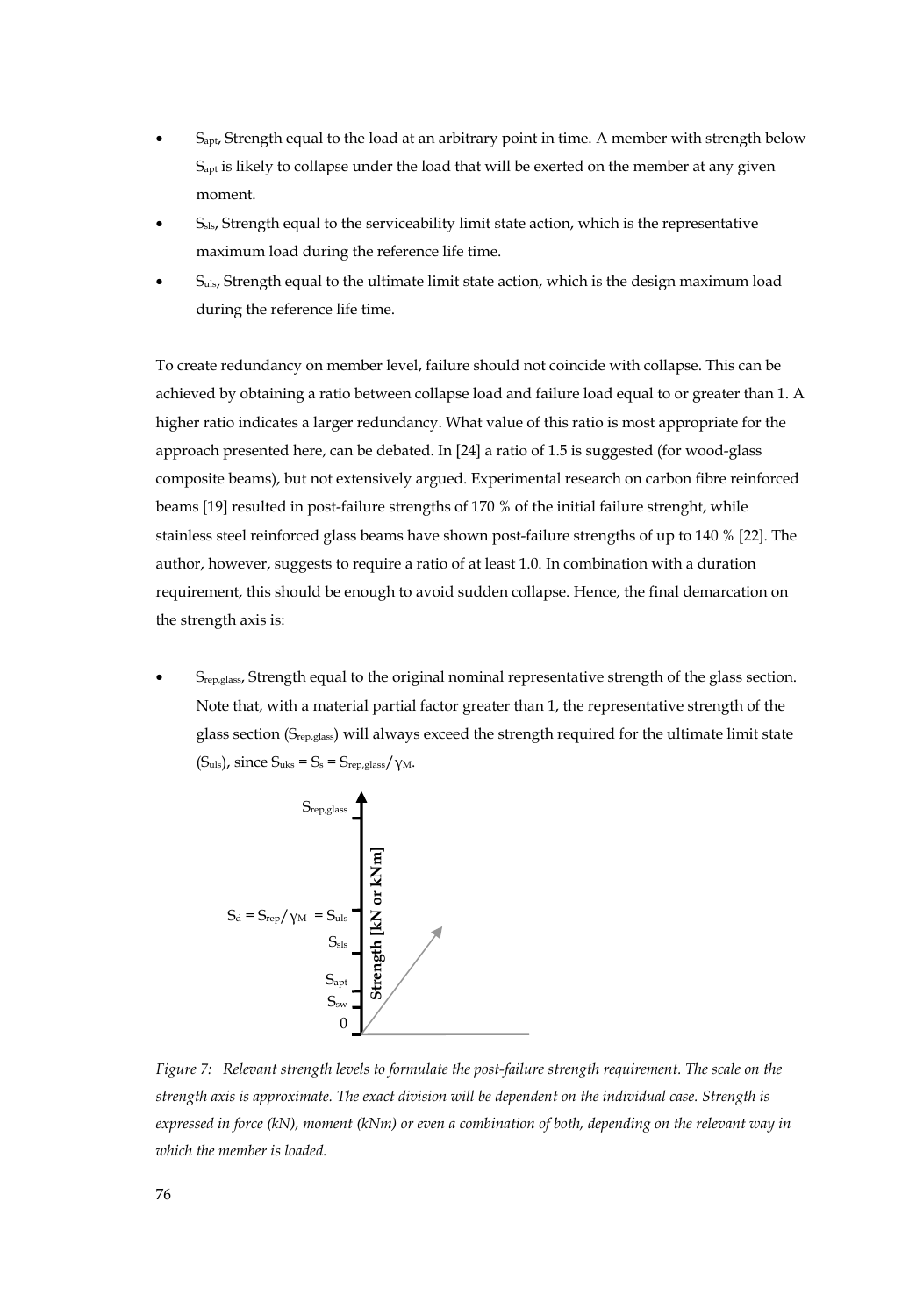- $S_{apt}$, Strength equal to the load at an arbitrary point in time. A member with strength below $S_{apt}$ is likely to collapse under the load that will be exerted on the member at any given moment.
- $S_{sls}$, Strength equal to the serviceability limit state action, which is the representative maximum load during the reference life time.
- $S_{uls}$, Strength equal to the ultimate limit state action, which is the design maximum load during the reference life time.

To create redundancy on member level, failure should not coincide with collapse. This can be achieved by obtaining a ratio between collapse load and failure load equal to or greater than 1. A higher ratio indicates a larger redundancy. What value of this ratio is most appropriate for the approach presented here, can be debated. In [24] a ratio of 1.5 is suggested (for wood-glass composite beams), but not extensively argued. Experimental research on carbon fibre reinforced beams [19] resulted in post-failure strengths of 170 % of the initial failure strenght, while stainless steel reinforced glass beams have shown post-failure strengths of up to 140 % [22]. The author, however, suggests to require a ratio of at least 1.0. In combination with a duration requirement, this should be enough to avoid sudden collapse. Hence, the final demarcation on the strength axis is:

- $S_{rep,glass}$, Strength equal to the original nominal representative strength of the glass section. Note that, with a material partial factor greater than 1, the representative strength of the glass section ($S_{rep,glass}$) will always exceed the strength required for the ultimate limit state ($S_{uls}$), since $S_{uks} = S_s = S_{rep,glass}/\gamma_M$.

*Figure 7: Relevant strength levels to formulate the post-failure strength requirement. The scale on the strength axis is approximate. The exact division will be dependent on the individual case. Strength is expressed in force (kN), moment (kNm) or even a combination of both, depending on the relevant way in which the member is loaded.*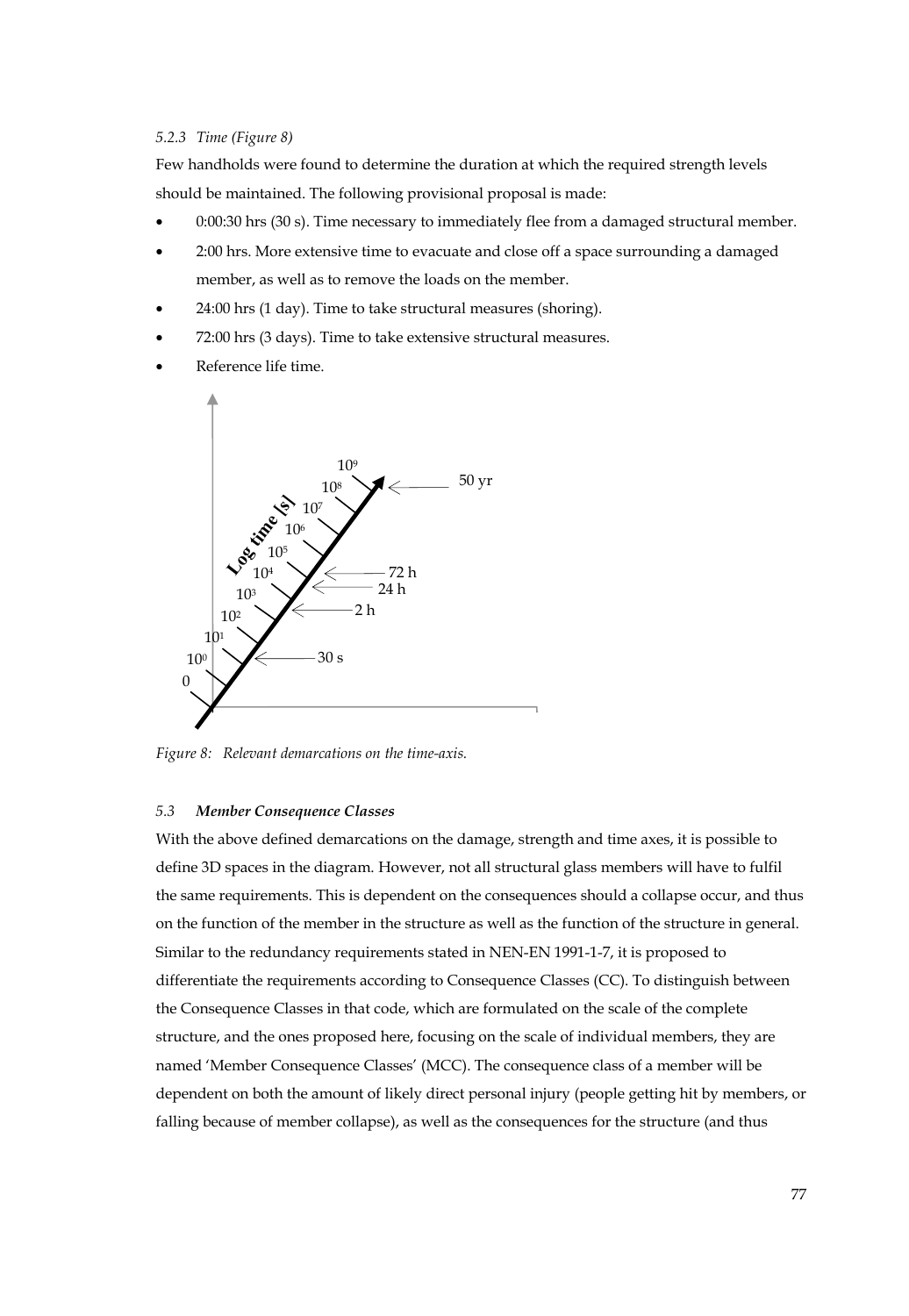*5.2.3 Time (Figure 8)*

Few handholds were found to determine the duration at which the required strength levels should be maintained. The following provisional proposal is made:

- 0:00:30 hrs (30 s). Time necessary to immediately flee from a damaged structural member.
- 2:00 hrs. More extensive time to evacuate and close off a space surrounding a damaged member, as well as to remove the loads on the member.
- 24:00 hrs (1 day). Time to take structural measures (shoring).
- 72:00 hrs (3 days). Time to take extensive structural measures.
- Reference life time.

*Figure 8: Relevant demarcations on the time-axis.*

### 5.3 *Member Consequence Classes*

With the above defined demarcations on the damage, strength and time axes, it is possible to define 3D spaces in the diagram. However, not all structural glass members will have to fulfil the same requirements. This is dependent on the consequences should a collapse occur, and thus on the function of the member in the structure as well as the function of the structure in general. Similar to the redundancy requirements stated in NEN-EN 1991-1-7, it is proposed to differentiate the requirements according to Consequence Classes (CC). To distinguish between the Consequence Classes in that code, which are formulated on the scale of the complete structure, and the ones proposed here, focusing on the scale of individual members, they are named 'Member Consequence Classes' (MCC). The consequence class of a member will be dependent on both the amount of likely direct personal injury (people getting hit by members, or falling because of member collapse), as well as the consequences for the structure (and thus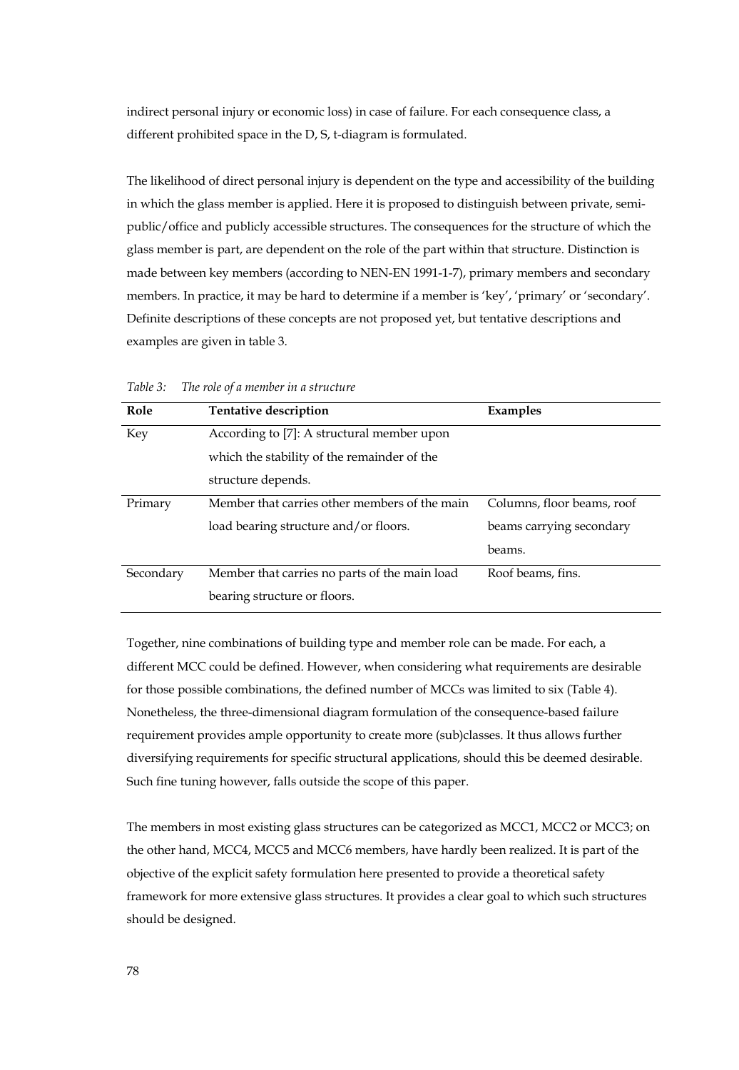indirect personal injury or economic loss) in case of failure. For each consequence class, a different prohibited space in the D, S, t-diagram is formulated.

The likelihood of direct personal injury is dependent on the type and accessibility of the building in which the glass member is applied. Here it is proposed to distinguish between private, semi-public/office and publicly accessible structures. The consequences for the structure of which the glass member is part, are dependent on the role of the part within that structure. Distinction is made between key members (according to NEN-EN 1991-1-7), primary members and secondary members. In practice, it may be hard to determine if a member is 'key', 'primary' or 'secondary'. Definite descriptions of these concepts are not proposed yet, but tentative descriptions and examples are given in table 3.

*Table 3: The role of a member in a structure*

| Role | Tentative description | Examples |
|---|---|---|
| Key | According to [7]: A structural member upon which the stability of the remainder of the structure depends. | |
| Primary | Member that carries other members of the main load bearing structure and/or floors. | Columns, floor beams, roof beams carrying secondary beams. |
| Secondary | Member that carries no parts of the main load bearing structure or floors. | Roof beams, fins. |

Together, nine combinations of building type and member role can be made. For each, a different MCC could be defined. However, when considering what requirements are desirable for those possible combinations, the defined number of MCCs was limited to six (Table 4). Nonetheless, the three-dimensional diagram formulation of the consequence-based failure requirement provides ample opportunity to create more (sub)classes. It thus allows further diversifying requirements for specific structural applications, should this be deemed desirable. Such fine tuning however, falls outside the scope of this paper.

The members in most existing glass structures can be categorized as MCC1, MCC2 or MCC3; on the other hand, MCC4, MCC5 and MCC6 members, have hardly been realized. It is part of the objective of the explicit safety formulation here presented to provide a theoretical safety framework for more extensive glass structures. It provides a clear goal to which such structures should be designed.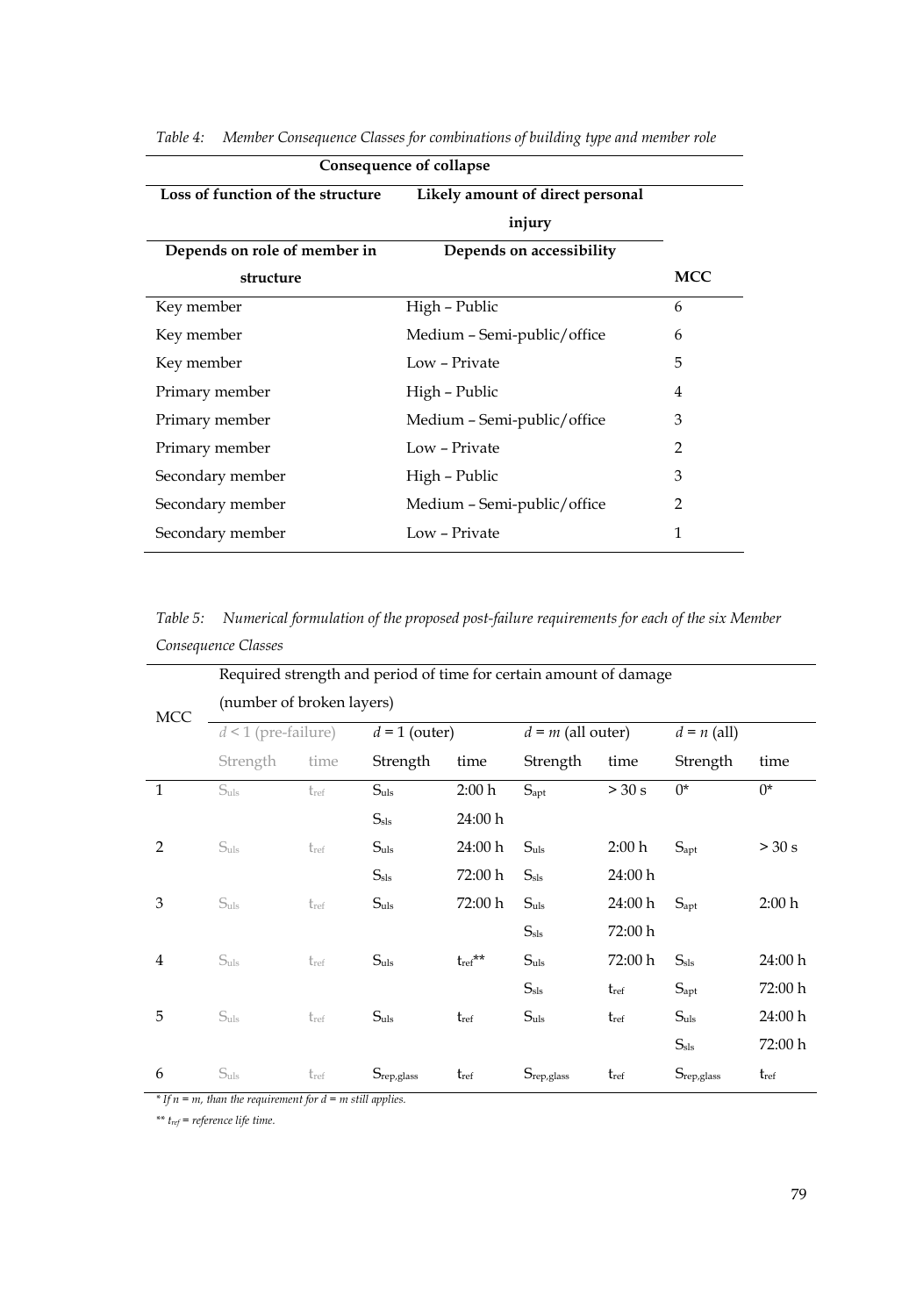*Table 4: Member Consequence Classes for combinations of building type and member role*

| Consequence of collapse | | |
|---|---|---|
| Loss of function of the structure | Likely amount of direct personal injury | |
| Depends on role of member in structure | Depends on accessibility | MCC |
| Key member | High – Public | 6 |
| Key member | Medium – Semi-public/office | 6 |
| Key member | Low – Private | 5 |
| Primary member | High – Public | 4 |
| Primary member | Medium – Semi-public/office | 3 |
| Primary member | Low – Private | 2 |
| Secondary member | High – Public | 3 |
| Secondary member | Medium – Semi-public/office | 2 |
| Secondary member | Low – Private | 1 |

*Table 5: Numerical formulation of the proposed post-failure requirements for each of the six Member Consequence Classes*

| MCC | Required strength and period of time for certain amount of damage (number of broken layers) | | | | | | | |
|---|---|---|---|---|---|---|---|---|
| | $d$ < 1 (pre-failure) | | $d$ = 1 (outer) | | $d$ = $m$ (all outer) | | $d$ = $n$ (all) | |
| | Strength | time | Strength | time | Strength | time | Strength | time |
| 1 | $S_{uls}$ | $t_{ref}$ | $S_{uls}$ | 2:00 h | $S_{apt}$ | > 30 s | 0* | 0* |
| | | | $S_{sls}$ | 24:00 h | | | | |
| 2 | $S_{uls}$ | $t_{ref}$ | $S_{uls}$ | 24:00 h | $S_{uls}$ | 2:00 h | $S_{apt}$ | > 30 s |
| | | | $S_{sls}$ | 72:00 h | $S_{sls}$ | 24:00 h | | |
| 3 | $S_{uls}$ | $t_{ref}$ | $S_{uls}$ | 72:00 h | $S_{uls}$ | 24:00 h | $S_{apt}$ | 2:00 h |
| | | | | | $S_{sls}$ | 72:00 h | | |
| 4 | $S_{uls}$ | $t_{ref}$ | $S_{uls}$ | $t_{ref}$** | $S_{uls}$ | 72:00 h | $S_{sls}$ | 24:00 h |
| | | | | | $S_{sls}$ | $t_{ref}$ | $S_{apt}$ | 72:00 h |
| 5 | $S_{uls}$ | $t_{ref}$ | $S_{uls}$ | $t_{ref}$ | $S_{uls}$ | $t_{ref}$ | $S_{uls}$ | 24:00 h |
| | | | | | | | $S_{sls}$ | 72:00 h |
| 6 | $S_{uls}$ | $t_{ref}$ | $S_{rep,glass}$ | $t_{ref}$ | $S_{rep,glass}$ | $t_{ref}$ | $S_{rep,glass}$ | $t_{ref}$ |

*\* If n = m, than the requirement for d = m still applies.*

*\*\* $t_{ref}$ = reference life time.*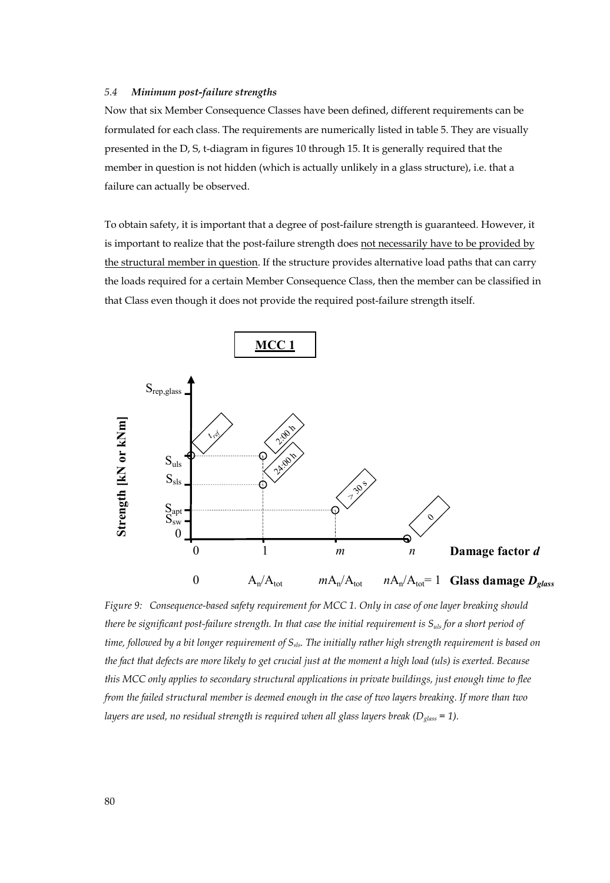### 5.4 *Minimum post-failure strengths*

Now that six Member Consequence Classes have been defined, different requirements can be formulated for each class. The requirements are numerically listed in table 5. They are visually presented in the D, S, t-diagram in figures 10 through 15. It is generally required that the member in question is not hidden (which is actually unlikely in a glass structure), i.e. that a failure can actually be observed.

To obtain safety, it is important that a degree of post-failure strength is guaranteed. However, it is important to realize that the post-failure strength does not necessarily have to be provided by the structural member in question. If the structure provides alternative load paths that can carry the loads required for a certain Member Consequence Class, then the member can be classified in that Class even though it does not provide the required post-failure strength itself.

**MCC 1**

Strength [kN or kNm]

$S_{rep,glass}$, $S_{uls}$, $S_{sls}$, $S_{apt}$, $S_{sw}$, 0

$t_{ref}$ | 2:00 h | 24:00 h | > 30 s | 0

| Damage factor $d$ | 0 | 1 | $m$ | $n$ |
|---|---|---|---|---|
| Glass damage $D_{glass}$ | 0 | $A_n/A_{tot}$ | $mA_n/A_{tot}$ | $nA_n/A_{tot}= 1$ |

*Figure 9: Consequence-based safety requirement for MCC 1. Only in case of one layer breaking should there be significant post-failure strength. In that case the initial requirement is $S_{uls}$ for a short period of time, followed by a bit longer requirement of $S_{sls}$. The initially rather high strength requirement is based on the fact that defects are more likely to get crucial just at the moment a high load (uls) is exerted. Because this MCC only applies to secondary structural applications in private buildings, just enough time to flee from the failed structural member is deemed enough in the case of two layers breaking. If more than two layers are used, no residual strength is required when all glass layers break ($D_{glass}$ = 1).*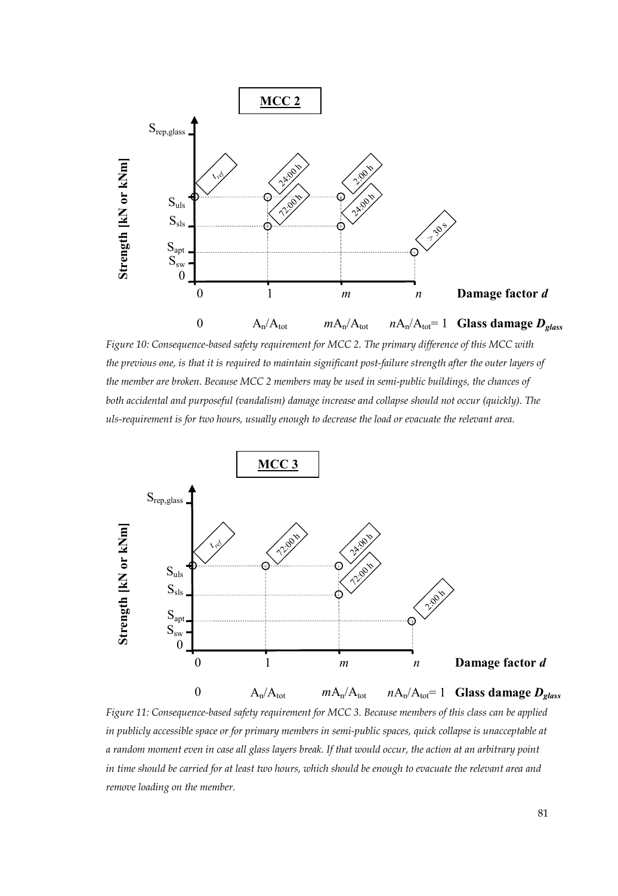*Figure 10: Consequence-based safety requirement for MCC 2. The primary difference of this MCC with the previous one, is that it is required to maintain significant post-failure strength after the outer layers of the member are broken. Because MCC 2 members may be used in semi-public buildings, the chances of both accidental and purposeful (vandalism) damage increase and collapse should not occur (quickly). The uls-requirement is for two hours, usually enough to decrease the load or evacuate the relevant area.*

*Figure 11: Consequence-based safety requirement for MCC 3. Because members of this class can be applied in publicly accessible space or for primary members in semi-public spaces, quick collapse is unacceptable at a random moment even in case all glass layers break. If that would occur, the action at an arbitrary point in time should be carried for at least two hours, which should be enough to evacuate the relevant area and remove loading on the member.*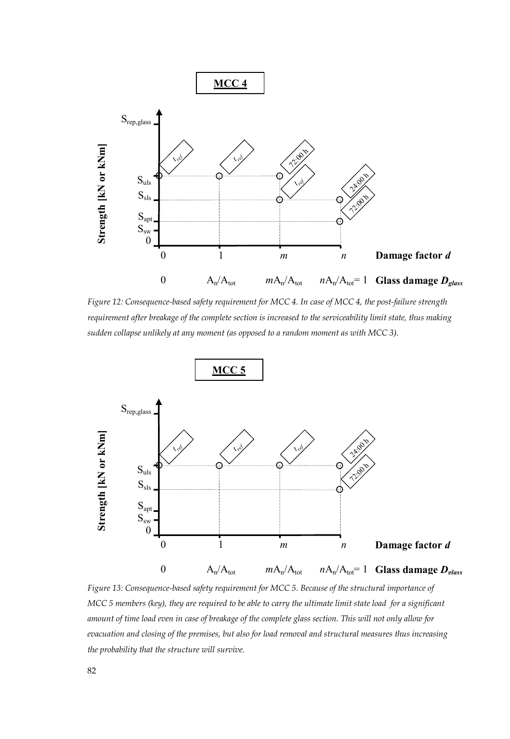**MCC 4**

*Figure 12: Consequence-based safety requirement for MCC 4. In case of MCC 4, the post-failure strength requirement after breakage of the complete section is increased to the serviceability limit state, thus making sudden collapse unlikely at any moment (as opposed to a random moment as with MCC 3).*

**MCC 5**

*Figure 13: Consequence-based safety requirement for MCC 5. Because of the structural importance of MCC 5 members (key), they are required to be able to carry the ultimate limit state load for a significant amount of time load even in case of breakage of the complete glass section. This will not only allow for evacuation and closing of the premises, but also for load removal and structural measures thus increasing the probability that the structure will survive.*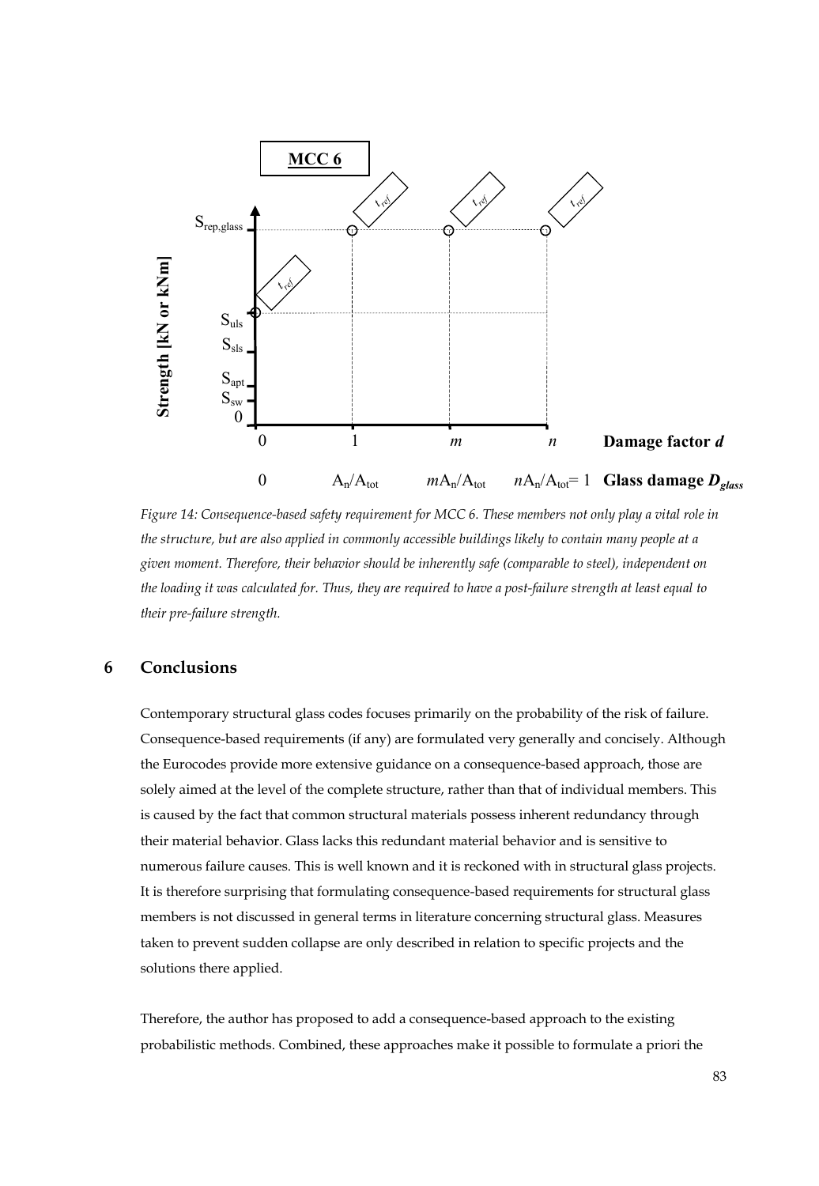*Figure 14: Consequence-based safety requirement for MCC 6. These members not only play a vital role in the structure, but are also applied in commonly accessible buildings likely to contain many people at a given moment. Therefore, their behavior should be inherently safe (comparable to steel), independent on the loading it was calculated for. Thus, they are required to have a post-failure strength at least equal to their pre-failure strength.*

## 6 Conclusions

Contemporary structural glass codes focuses primarily on the probability of the risk of failure. Consequence-based requirements (if any) are formulated very generally and concisely. Although the Eurocodes provide more extensive guidance on a consequence-based approach, those are solely aimed at the level of the complete structure, rather than that of individual members. This is caused by the fact that common structural materials possess inherent redundancy through their material behavior. Glass lacks this redundant material behavior and is sensitive to numerous failure causes. This is well known and it is reckoned with in structural glass projects. It is therefore surprising that formulating consequence-based requirements for structural glass members is not discussed in general terms in literature concerning structural glass. Measures taken to prevent sudden collapse are only described in relation to specific projects and the solutions there applied.

Therefore, the author has proposed to add a consequence-based approach to the existing probabilistic methods. Combined, these approaches make it possible to formulate a priori the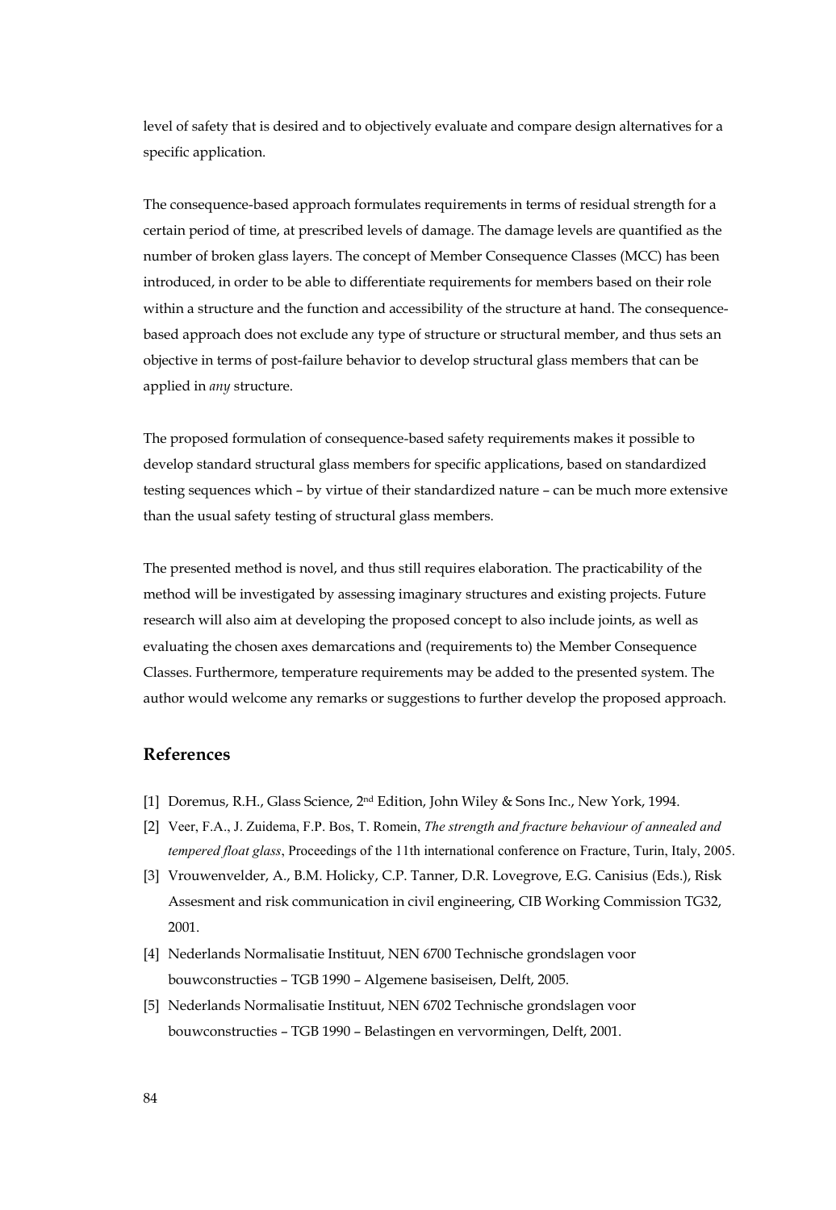level of safety that is desired and to objectively evaluate and compare design alternatives for a specific application.

The consequence-based approach formulates requirements in terms of residual strength for a certain period of time, at prescribed levels of damage. The damage levels are quantified as the number of broken glass layers. The concept of Member Consequence Classes (MCC) has been introduced, in order to be able to differentiate requirements for members based on their role within a structure and the function and accessibility of the structure at hand. The consequence-based approach does not exclude any type of structure or structural member, and thus sets an objective in terms of post-failure behavior to develop structural glass members that can be applied in *any* structure.

The proposed formulation of consequence-based safety requirements makes it possible to develop standard structural glass members for specific applications, based on standardized testing sequences which – by virtue of their standardized nature – can be much more extensive than the usual safety testing of structural glass members.

The presented method is novel, and thus still requires elaboration. The practicability of the method will be investigated by assessing imaginary structures and existing projects. Future research will also aim at developing the proposed concept to also include joints, as well as evaluating the chosen axes demarcations and (requirements to) the Member Consequence Classes. Furthermore, temperature requirements may be added to the presented system. The author would welcome any remarks or suggestions to further develop the proposed approach.

## References

[1] Doremus, R.H., Glass Science, 2nd Edition, John Wiley & Sons Inc., New York, 1994.

[2] Veer, F.A., J. Zuidema, F.P. Bos, T. Romein, *The strength and fracture behaviour of annealed and tempered float glass*, Proceedings of the 11th international conference on Fracture, Turin, Italy, 2005.

[3] Vrouwenvelder, A., B.M. Holicky, C.P. Tanner, D.R. Lovegrove, E.G. Canisius (Eds.), Risk Assesment and risk communication in civil engineering, CIB Working Commission TG32, 2001.

[4] Nederlands Normalisatie Instituut, NEN 6700 Technische grondslagen voor bouwconstructies – TGB 1990 – Algemene basiseisen, Delft, 2005.

[5] Nederlands Normalisatie Instituut, NEN 6702 Technische grondslagen voor bouwconstructies – TGB 1990 – Belastingen en vervormingen, Delft, 2001.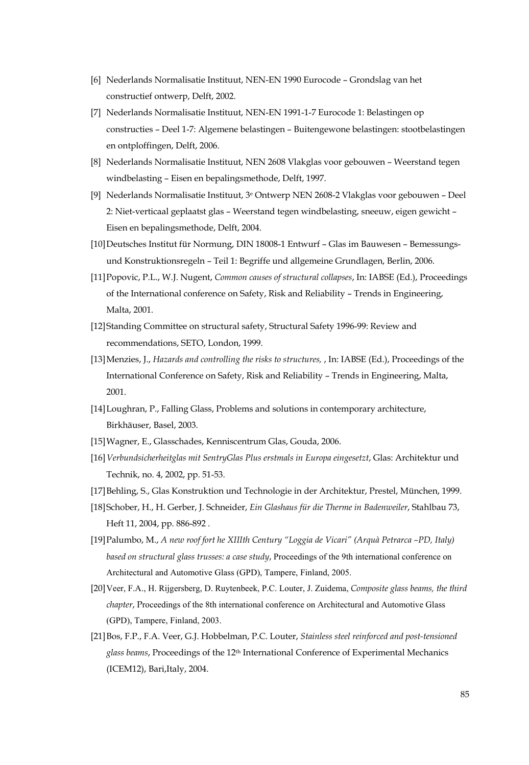[6] Nederlands Normalisatie Instituut, NEN-EN 1990 Eurocode – Grondslag van het constructief ontwerp, Delft, 2002.

[7] Nederlands Normalisatie Instituut, NEN-EN 1991-1-7 Eurocode 1: Belastingen op constructies – Deel 1-7: Algemene belastingen – Buitengewone belastingen: stootbelastingen en ontploffingen, Delft, 2006.

[8] Nederlands Normalisatie Instituut, NEN 2608 Vlakglas voor gebouwen – Weerstand tegen windbelasting – Eisen en bepalingsmethode, Delft, 1997.

[9] Nederlands Normalisatie Instituut, 3e Ontwerp NEN 2608-2 Vlakglas voor gebouwen – Deel 2: Niet-verticaal geplaatst glas – Weerstand tegen windbelasting, sneeuw, eigen gewicht – Eisen en bepalingsmethode, Delft, 2004.

[10] Deutsches Institut für Normung, DIN 18008-1 Entwurf – Glas im Bauwesen – Bemessungs- und Konstruktionsregeln – Teil 1: Begriffe und allgemeine Grundlagen, Berlin, 2006.

[11] Popovic, P.L., W.J. Nugent, *Common causes of structural collapses*, In: IABSE (Ed.), Proceedings of the International conference on Safety, Risk and Reliability – Trends in Engineering, Malta, 2001.

[12] Standing Committee on structural safety, Structural Safety 1996-99: Review and recommendations, SETO, London, 1999.

[13] Menzies, J., *Hazards and controlling the risks to structures,* , In: IABSE (Ed.), Proceedings of the International Conference on Safety, Risk and Reliability – Trends in Engineering, Malta, 2001.

[14] Loughran, P., Falling Glass, Problems and solutions in contemporary architecture, Birkhäuser, Basel, 2003.

[15] Wagner, E., Glasschades, Kenniscentrum Glas, Gouda, 2006.

[16] *Verbundsicherheitglas mit SentryGlas Plus erstmals in Europa eingesetzt*, Glas: Architektur und Technik, no. 4, 2002, pp. 51-53.

[17] Behling, S., Glas Konstruktion und Technologie in der Architektur, Prestel, München, 1999.

[18] Schober, H., H. Gerber, J. Schneider, *Ein Glashaus für die Therme in Badenweiler*, Stahlbau 73, Heft 11, 2004, pp. 886-892 .

[19] Palumbo, M., *A new roof fort he XIIIth Century "Loggia de Vicari" (Arquà Petrarca –PD, Italy) based on structural glass trusses: a case study*, Proceedings of the 9th international conference on Architectural and Automotive Glass (GPD), Tampere, Finland, 2005.

[20] Veer, F.A., H. Rijgersberg, D. Ruytenbeek, P.C. Louter, J. Zuidema, *Composite glass beams, the third chapter*, Proceedings of the 8th international conference on Architectural and Automotive Glass (GPD), Tampere, Finland, 2003.

[21] Bos, F.P., F.A. Veer, G.J. Hobbelman, P.C. Louter, *Stainless steel reinforced and post-tensioned glass beams*, Proceedings of the 12th International Conference of Experimental Mechanics (ICEM12), Bari,Italy, 2004.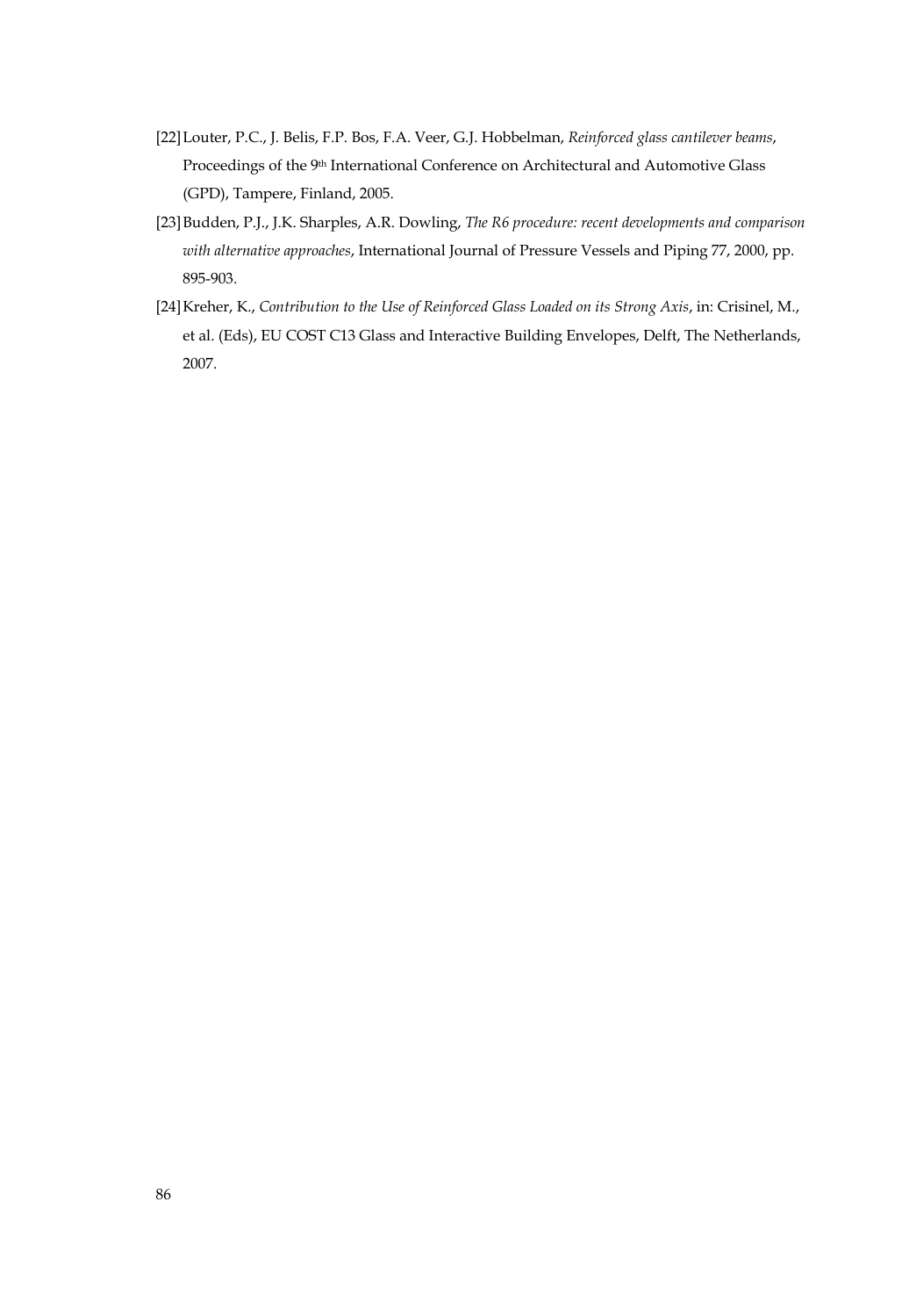[22] Louter, P.C., J. Belis, F.P. Bos, F.A. Veer, G.J. Hobbelman, *Reinforced glass cantilever beams*, Proceedings of the 9th International Conference on Architectural and Automotive Glass (GPD), Tampere, Finland, 2005.

[23] Budden, P.J., J.K. Sharples, A.R. Dowling, *The R6 procedure: recent developments and comparison with alternative approaches*, International Journal of Pressure Vessels and Piping 77, 2000, pp. 895-903.

[24] Kreher, K., *Contribution to the Use of Reinforced Glass Loaded on its Strong Axis*, in: Crisinel, M., et al. (Eds), EU COST C13 Glass and Interactive Building Envelopes, Delft, The Netherlands, 2007.